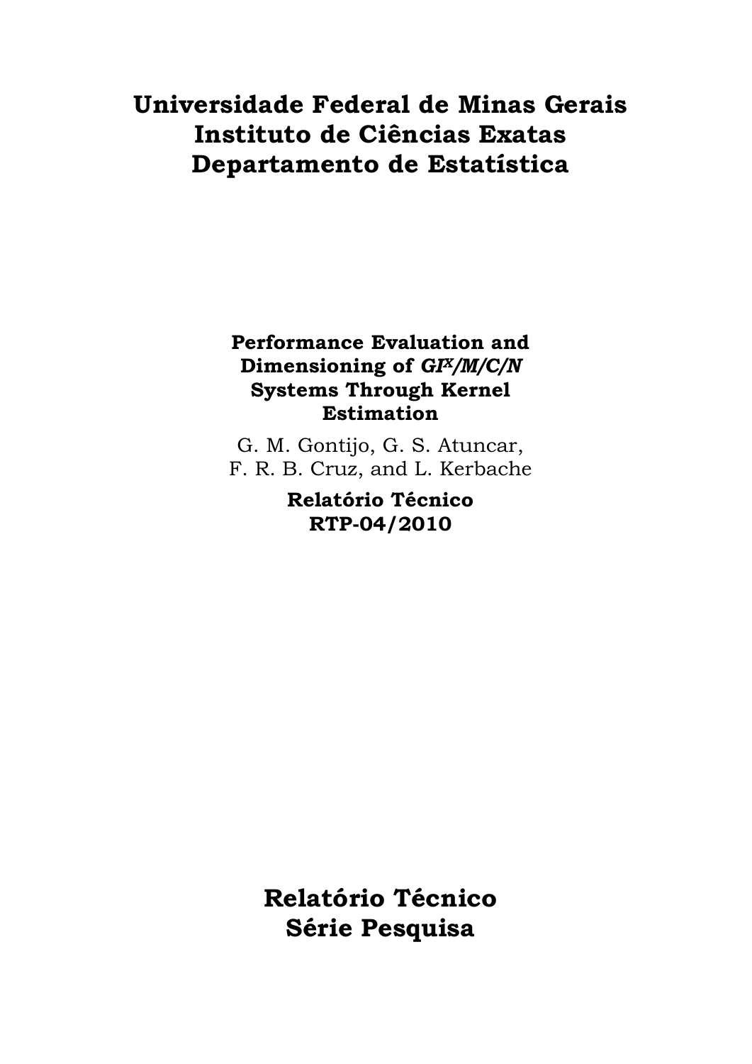# Universidade Federal de Minas Gerais
# Instituto de Ciências Exatas
# Departamento de Estatística

**Performance Evaluation and Dimensioning of $GI^X/M/C/N$ Systems Through Kernel Estimation**

G. M. Gontijo, G. S. Atuncar, F. R. B. Cruz, and L. Kerbache

**Relatório Técnico**
**RTP-04/2010**

## Relatório Técnico
## Série Pesquisa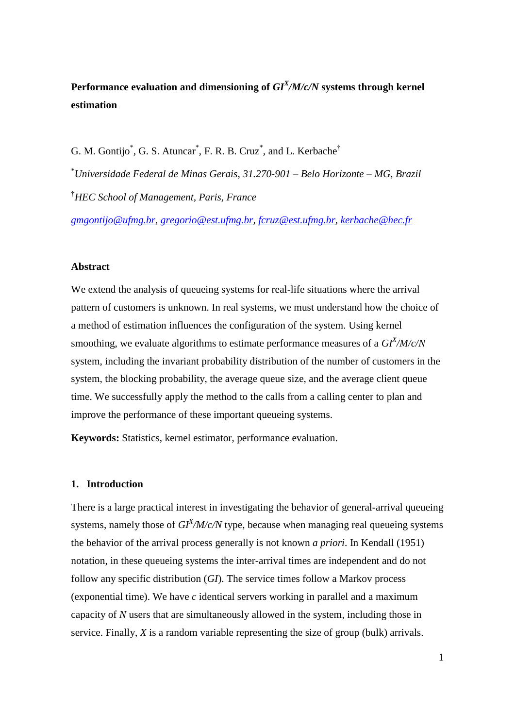# Performance evaluation and dimensioning of $GI^X/M/c/N$ systems through kernel estimation

G. M. Gontijo[*], G. S. Atuncar[*], F. R. B. Cruz[*], and L. Kerbache[†]

[*]*Universidade Federal de Minas Gerais, 31.270-901 – Belo Horizonte – MG, Brazil*

[†]*HEC School of Management, Paris, France*

gmgontijo@ufmg.br, gregorio@est.ufmg.br, fcruz@est.ufmg.br, kerbache@hec.fr

## Abstract

We extend the analysis of queueing systems for real-life situations where the arrival pattern of customers is unknown. In real systems, we must understand how the choice of a method of estimation influences the configuration of the system. Using kernel smoothing, we evaluate algorithms to estimate performance measures of a $GI^X/M/c/N$ system, including the invariant probability distribution of the number of customers in the system, the blocking probability, the average queue size, and the average client queue time. We successfully apply the method to the calls from a calling center to plan and improve the performance of these important queueing systems.

**Keywords:** Statistics, kernel estimator, performance evaluation.

## 1. Introduction

There is a large practical interest in investigating the behavior of general-arrival queueing systems, namely those of $GI^X/M/c/N$ type, because when managing real queueing systems the behavior of the arrival process generally is not known *a priori*. In Kendall (1951) notation, in these queueing systems the inter-arrival times are independent and do not follow any specific distribution (*GI*). The service times follow a Markov process (exponential time). We have *c* identical servers working in parallel and a maximum capacity of *N* users that are simultaneously allowed in the system, including those in service. Finally, *X* is a random variable representing the size of group (bulk) arrivals.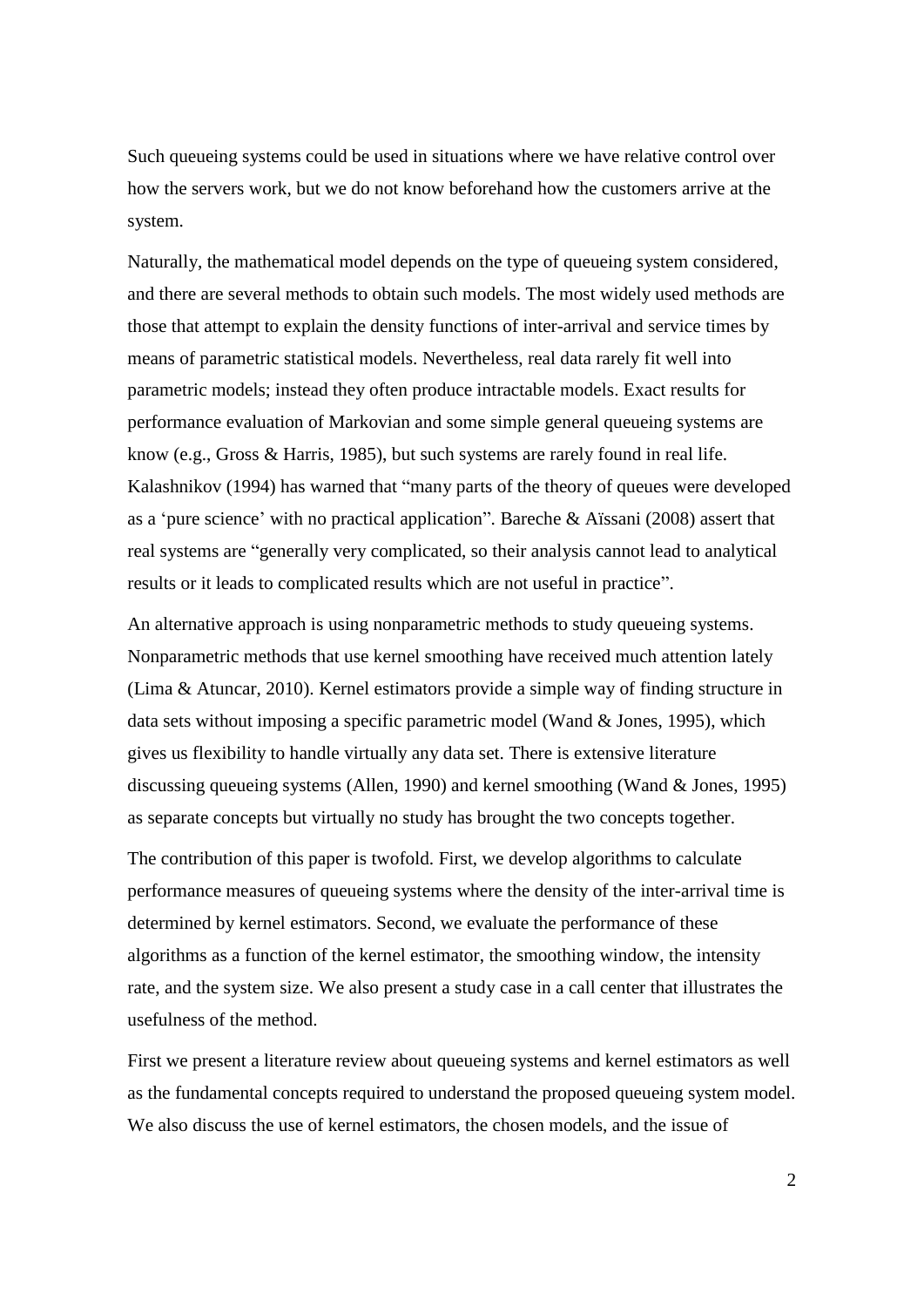Such queueing systems could be used in situations where we have relative control over how the servers work, but we do not know beforehand how the customers arrive at the system.

Naturally, the mathematical model depends on the type of queueing system considered, and there are several methods to obtain such models. The most widely used methods are those that attempt to explain the density functions of inter-arrival and service times by means of parametric statistical models. Nevertheless, real data rarely fit well into parametric models; instead they often produce intractable models. Exact results for performance evaluation of Markovian and some simple general queueing systems are know (e.g., Gross & Harris, 1985), but such systems are rarely found in real life. Kalashnikov (1994) has warned that "many parts of the theory of queues were developed as a 'pure science' with no practical application". Bareche & Aïssani (2008) assert that real systems are "generally very complicated, so their analysis cannot lead to analytical results or it leads to complicated results which are not useful in practice".

An alternative approach is using nonparametric methods to study queueing systems. Nonparametric methods that use kernel smoothing have received much attention lately (Lima & Atuncar, 2010). Kernel estimators provide a simple way of finding structure in data sets without imposing a specific parametric model (Wand & Jones, 1995), which gives us flexibility to handle virtually any data set. There is extensive literature discussing queueing systems (Allen, 1990) and kernel smoothing (Wand & Jones, 1995) as separate concepts but virtually no study has brought the two concepts together.

The contribution of this paper is twofold. First, we develop algorithms to calculate performance measures of queueing systems where the density of the inter-arrival time is determined by kernel estimators. Second, we evaluate the performance of these algorithms as a function of the kernel estimator, the smoothing window, the intensity rate, and the system size. We also present a study case in a call center that illustrates the usefulness of the method.

First we present a literature review about queueing systems and kernel estimators as well as the fundamental concepts required to understand the proposed queueing system model. We also discuss the use of kernel estimators, the chosen models, and the issue of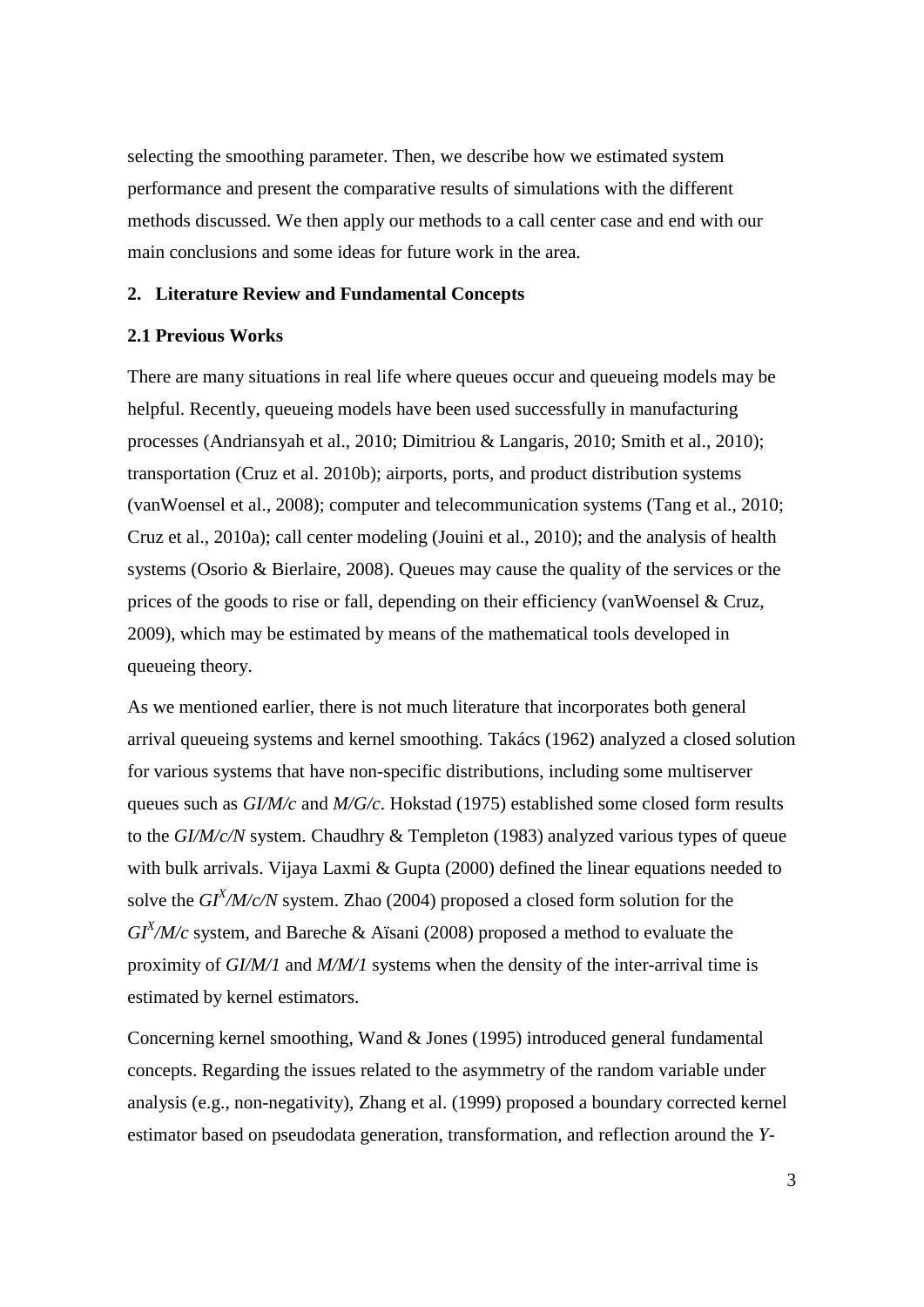selecting the smoothing parameter. Then, we describe how we estimated system performance and present the comparative results of simulations with the different methods discussed. We then apply our methods to a call center case and end with our main conclusions and some ideas for future work in the area.

## 2. Literature Review and Fundamental Concepts

### 2.1 Previous Works

There are many situations in real life where queues occur and queueing models may be helpful. Recently, queueing models have been used successfully in manufacturing processes (Andriansyah et al., 2010; Dimitriou & Langaris, 2010; Smith et al., 2010); transportation (Cruz et al. 2010b); airports, ports, and product distribution systems (vanWoensel et al., 2008); computer and telecommunication systems (Tang et al., 2010; Cruz et al., 2010a); call center modeling (Jouini et al., 2010); and the analysis of health systems (Osorio & Bierlaire, 2008). Queues may cause the quality of the services or the prices of the goods to rise or fall, depending on their efficiency (vanWoensel & Cruz, 2009), which may be estimated by means of the mathematical tools developed in queueing theory.

As we mentioned earlier, there is not much literature that incorporates both general arrival queueing systems and kernel smoothing. Takács (1962) analyzed a closed solution for various systems that have non-specific distributions, including some multiserver queues such as *GI/M/c* and *M/G/c*. Hokstad (1975) established some closed form results to the *GI/M/c/N* system. Chaudhry & Templeton (1983) analyzed various types of queue with bulk arrivals. Vijaya Laxmi & Gupta (2000) defined the linear equations needed to solve the $GI^X/M/c/N$ system. Zhao (2004) proposed a closed form solution for the $GI^X/M/c$ system, and Bareche & Aïsani (2008) proposed a method to evaluate the proximity of *GI/M/1* and *M/M/1* systems when the density of the inter-arrival time is estimated by kernel estimators.

Concerning kernel smoothing, Wand & Jones (1995) introduced general fundamental concepts. Regarding the issues related to the asymmetry of the random variable under analysis (e.g., non-negativity), Zhang et al. (1999) proposed a boundary corrected kernel estimator based on pseudodata generation, transformation, and reflection around the *Y*-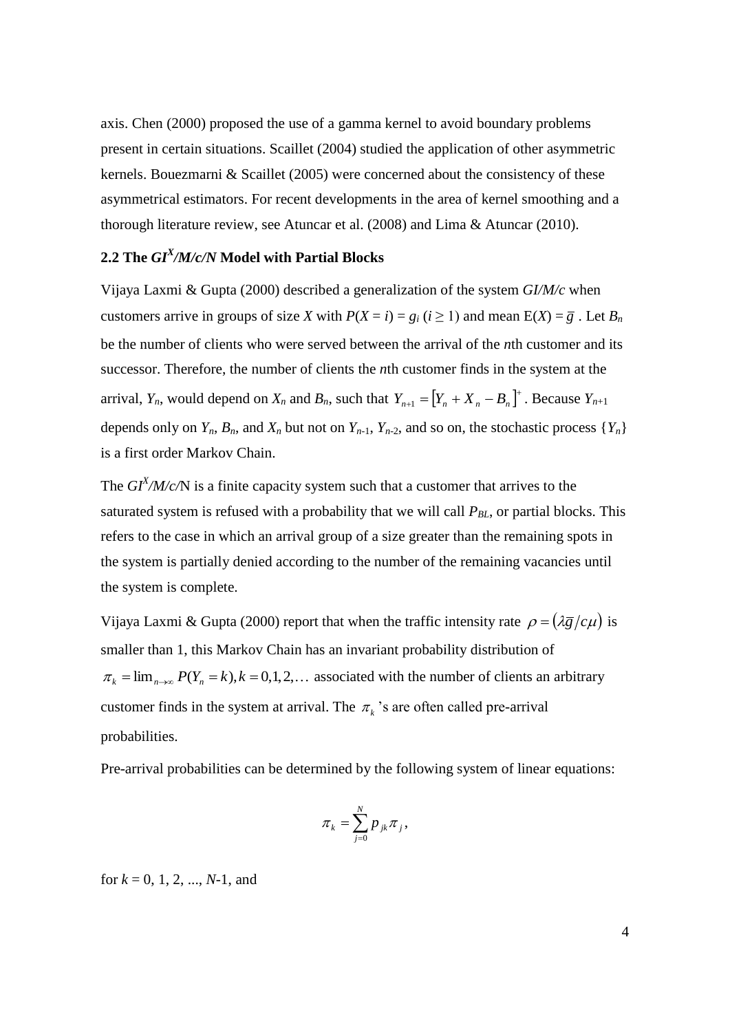axis. Chen (2000) proposed the use of a gamma kernel to avoid boundary problems present in certain situations. Scaillet (2004) studied the application of other asymmetric kernels. Bouezmarni & Scaillet (2005) were concerned about the consistency of these asymmetrical estimators. For recent developments in the area of kernel smoothing and a thorough literature review, see Atuncar et al. (2008) and Lima & Atuncar (2010).

## 2.2 The $GI^X/M/c/N$ Model with Partial Blocks

Vijaya Laxmi & Gupta (2000) described a generalization of the system *GI/M/c* when customers arrive in groups of size $X$ with $P(X = i) = g_i$ $(i \geq 1)$ and mean $E(X) = \bar{g}$ . Let $B_n$ be the number of clients who were served between the arrival of the $n$th customer and its successor. Therefore, the number of clients the $n$th customer finds in the system at the arrival, $Y_n$, would depend on $X_n$ and $B_n$, such that $Y_{n+1} = [Y_n + X_n - B_n]^+$. Because $Y_{n+1}$ depends only on $Y_n$, $B_n$, and $X_n$ but not on $Y_{n-1}$, $Y_{n-2}$, and so on, the stochastic process $\{Y_n\}$ is a first order Markov Chain.

The $GI^X/M/c/N$ is a finite capacity system such that a customer that arrives to the saturated system is refused with a probability that we will call $P_{BL}$, or partial blocks. This refers to the case in which an arrival group of a size greater than the remaining spots in the system is partially denied according to the number of the remaining vacancies until the system is complete.

Vijaya Laxmi & Gupta (2000) report that when the traffic intensity rate $\rho = (\lambda\bar{g}/c\mu)$ is smaller than 1, this Markov Chain has an invariant probability distribution of $\pi_k = \lim_{n\to\infty} P(Y_n = k), k = 0,1,2,\ldots$ associated with the number of clients an arbitrary customer finds in the system at arrival. The $\pi_k$ 's are often called pre-arrival probabilities.

Pre-arrival probabilities can be determined by the following system of linear equations:

$$\pi_k = \sum_{j=0}^{N} p_{jk}\pi_j,$$

for $k = 0, 1, 2, ..., N-1$, and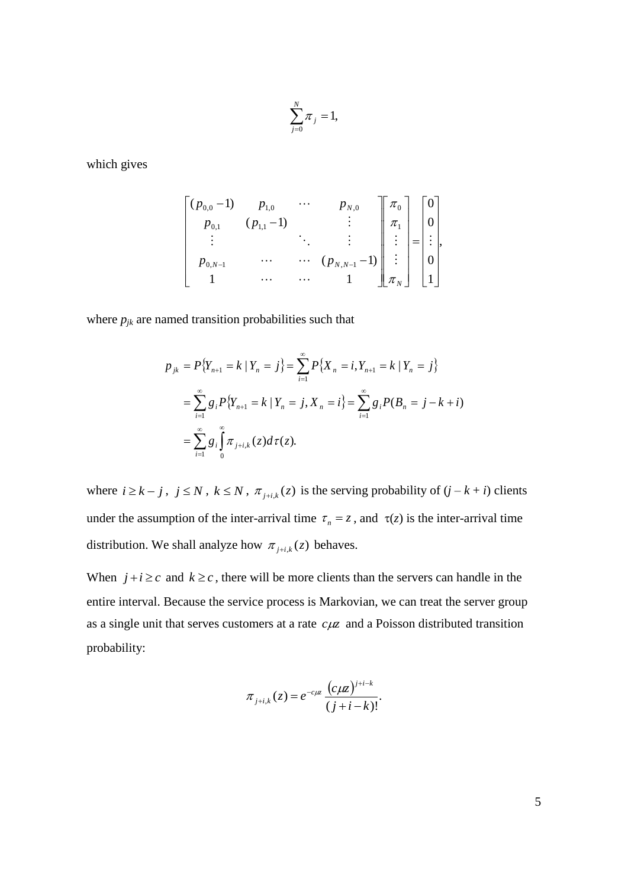$$\sum_{j=0}^{N} \pi_j = 1,$$

which gives

$$\begin{bmatrix} (p_{0,0}-1) & p_{1,0} & \cdots & p_{N,0} \\ p_{0,1} & (p_{1,1}-1) & & \vdots \\ \vdots & & \ddots & \vdots \\ p_{0,N-1} & \cdots & \cdots & (p_{N,N-1}-1) \\ 1 & \cdots & \cdots & 1 \end{bmatrix} \begin{bmatrix} \pi_0 \\ \pi_1 \\ \vdots \\ \vdots \\ \pi_N \end{bmatrix} = \begin{bmatrix} 0 \\ 0 \\ \vdots \\ 0 \\ 1 \end{bmatrix},$$

where $p_{jk}$ are named transition probabilities such that

$$\begin{aligned} p_{jk} &= P\{Y_{n+1} = k \mid Y_n = j\} = \sum_{i=1}^{\infty} P\{X_n = i, Y_{n+1} = k \mid Y_n = j\} \\ &= \sum_{i=1}^{\infty} g_i P\{Y_{n+1} = k \mid Y_n = j, X_n = i\} = \sum_{i=1}^{\infty} g_i P(B_n = j - k + i) \\ &= \sum_{i=1}^{\infty} g_i \int_0^{\infty} \pi_{j+i,k}(z) d\tau(z). \end{aligned}$$

where $i \geq k - j$, $j \leq N$, $k \leq N$, $\pi_{j+i,k}(z)$ is the serving probability of $(j - k + i)$ clients under the assumption of the inter-arrival time $\tau_n = z$, and $\tau(z)$ is the inter-arrival time distribution. We shall analyze how $\pi_{j+i,k}(z)$ behaves.

When $j + i \geq c$ and $k \geq c$, there will be more clients than the servers can handle in the entire interval. Because the service process is Markovian, we can treat the server group as a single unit that serves customers at a rate $c\mu z$ and a Poisson distributed transition probability:

$$\pi_{j+i,k}(z) = e^{-c\mu z} \frac{(c\mu z)^{j+i-k}}{(j+i-k)!}.$$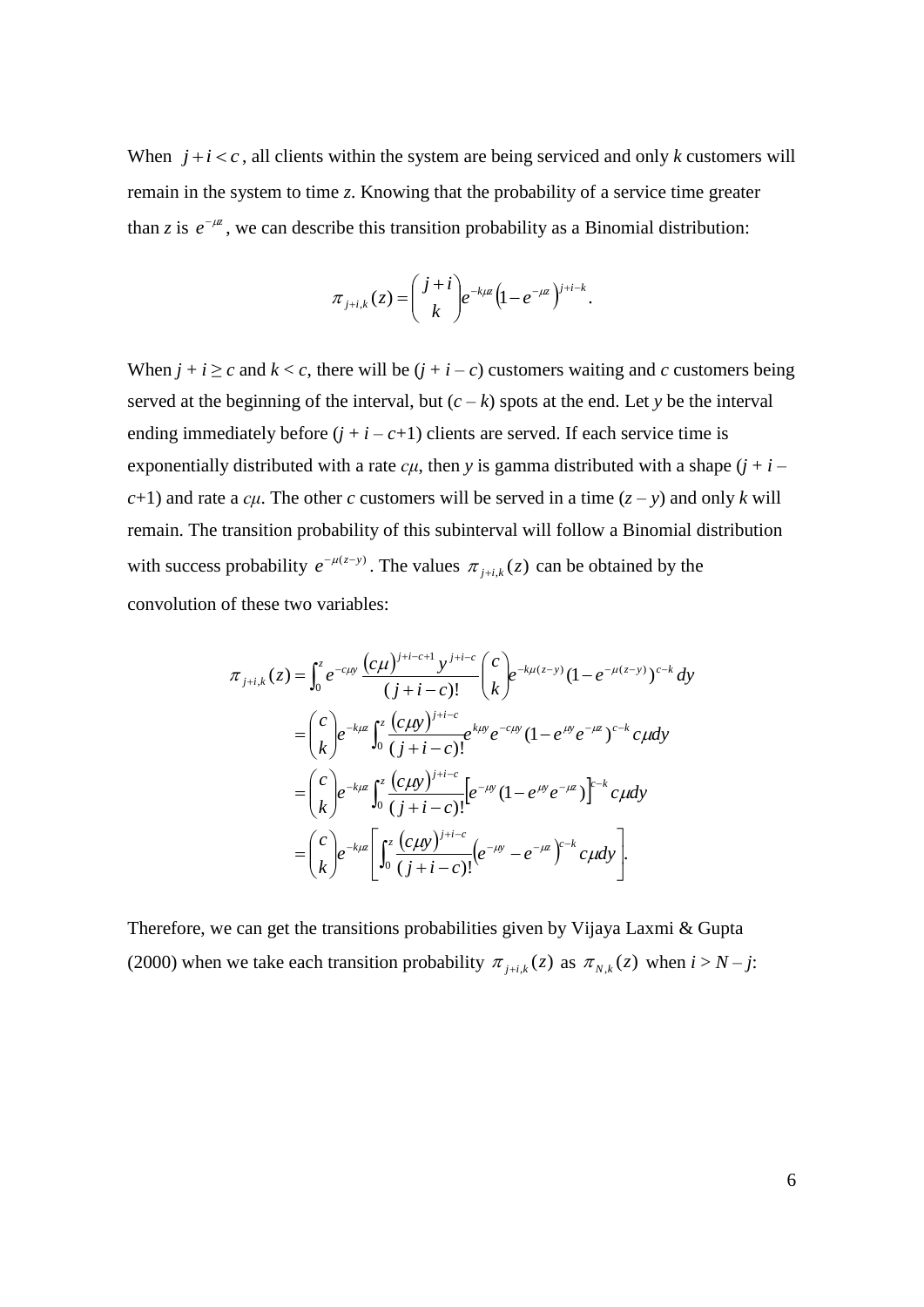When $j+i<c$, all clients within the system are being serviced and only $k$ customers will remain in the system to time $z$. Knowing that the probability of a service time greater than $z$ is $e^{-\mu z}$, we can describe this transition probability as a Binomial distribution:

$$\pi_{j+i,k}(z) = \binom{j+i}{k} e^{-k\mu z}\left(1-e^{-\mu z}\right)^{j+i-k}.$$

When $j+i \geq c$ and $k < c$, there will be $(j+i-c)$ customers waiting and $c$ customers being served at the beginning of the interval, but $(c-k)$ spots at the end. Let $y$ be the interval ending immediately before $(j+i-c+1)$ clients are served. If each service time is exponentially distributed with a rate $c\mu$, then $y$ is gamma distributed with a shape $(j+i-c+1)$ and rate a $c\mu$. The other $c$ customers will be served in a time $(z-y)$ and only $k$ will remain. The transition probability of this subinterval will follow a Binomial distribution with success probability $e^{-\mu(z-y)}$. The values $\pi_{j+i,k}(z)$ can be obtained by the convolution of these two variables:

$$\begin{aligned}
\pi_{j+i,k}(z) &= \int_0^z e^{-c\mu y}\frac{(c\mu)^{j+i-c+1}y^{j+i-c}}{(j+i-c)!}\binom{c}{k}e^{-k\mu(z-y)}(1-e^{-\mu(z-y)})^{c-k}\,dy \\
&= \binom{c}{k}e^{-k\mu z}\int_0^z \frac{(c\mu y)^{j+i-c}}{(j+i-c)!}e^{k\mu y}e^{-c\mu y}(1-e^{\mu y}e^{-\mu z})^{c-k}\,c\mu dy \\
&= \binom{c}{k}e^{-k\mu z}\int_0^z \frac{(c\mu y)^{j+i-c}}{(j+i-c)!}\left[e^{-\mu y}(1-e^{\mu y}e^{-\mu z})\right]^{c-k}c\mu dy \\
&= \binom{c}{k}e^{-k\mu z}\left[\int_0^z \frac{(c\mu y)^{j+i-c}}{(j+i-c)!}\left(e^{-\mu y}-e^{-\mu z}\right)^{c-k}c\mu dy\right].
\end{aligned}$$

Therefore, we can get the transitions probabilities given by Vijaya Laxmi & Gupta (2000) when we take each transition probability $\pi_{j+i,k}(z)$ as $\pi_{N,k}(z)$ when $i > N-j$: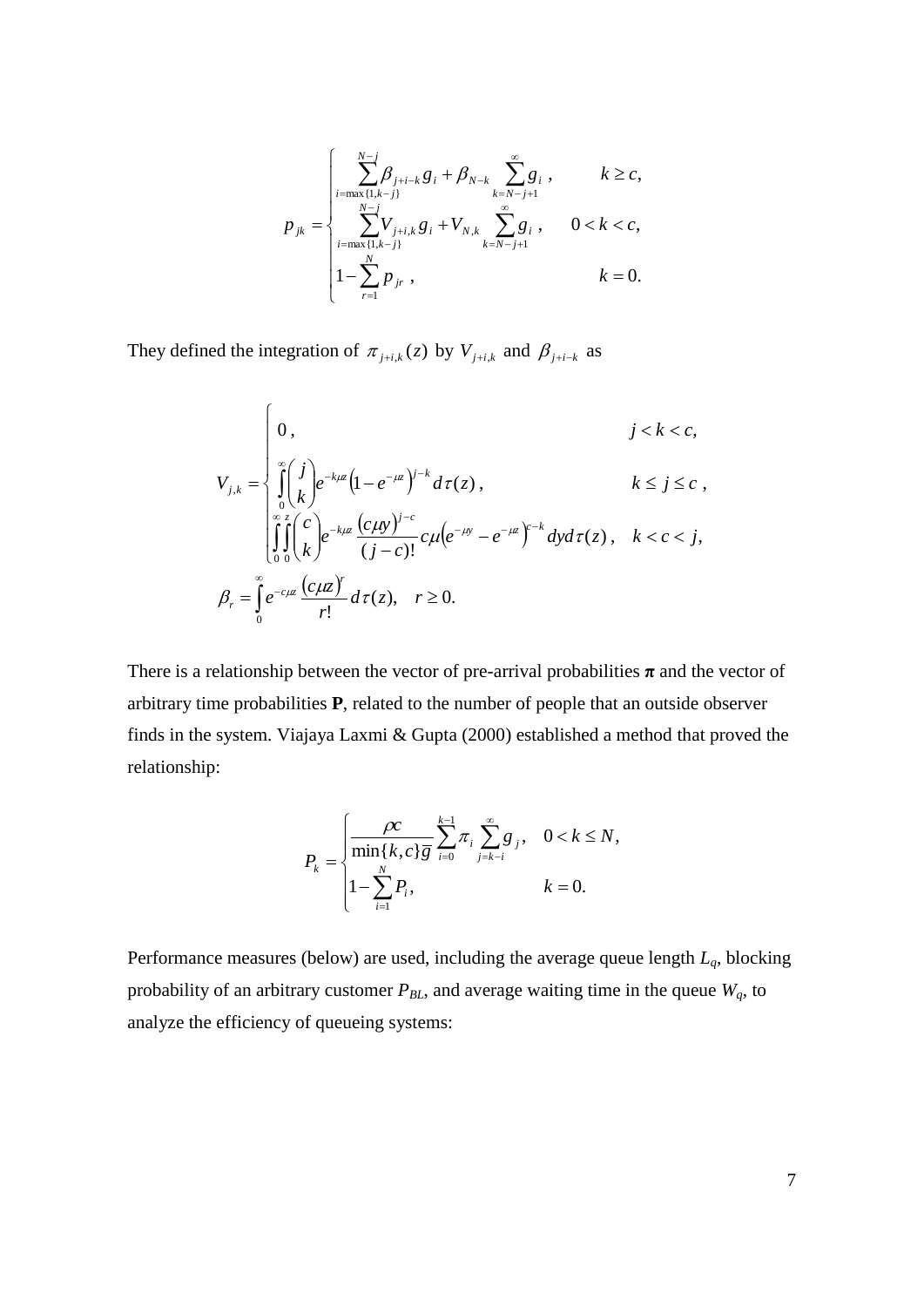$$
p_{jk} = \begin{cases} \displaystyle\sum_{i=\max\{1,k-j\}}^{N-j} \beta_{j+i-k} g_i + \beta_{N-k} \sum_{k=N-j+1}^{\infty} g_i \,, & k \geq c, \\ \displaystyle\sum_{i=\max\{1,k-j\}}^{N-j} V_{j+i,k} g_i + V_{N,k} \sum_{k=N-j+1}^{\infty} g_i \,, & 0 < k < c, \\ 1 - \displaystyle\sum_{r=1}^{N} p_{jr} \,, & k = 0. \end{cases}
$$

They defined the integration of $\pi_{j+i,k}(z)$ by $V_{j+i,k}$ and $\beta_{j+i-k}$ as

$$
V_{j,k} = \begin{cases} 0\,, & j < k < c, \\ \displaystyle\int_0^{\infty} \binom{j}{k} e^{-k\mu z} \left(1 - e^{-\mu z}\right)^{j-k} d\tau(z)\,, & k \leq j \leq c\,, \\ \displaystyle\int_0^{\infty}\int_0^{z} \binom{c}{k} e^{-k\mu z} \frac{(c\mu y)^{j-c}}{(j-c)!} c\mu \left(e^{-\mu y} - e^{-\mu z}\right)^{c-k} dy\, d\tau(z)\,, & k < c < j, \end{cases}
$$

$$
\beta_r = \int_0^{\infty} e^{-c\mu z} \frac{(c\mu z)^r}{r!} d\tau(z), \quad r \geq 0.
$$

There is a relationship between the vector of pre-arrival probabilities $\boldsymbol{\pi}$ and the vector of arbitrary time probabilities $\mathbf{P}$, related to the number of people that an outside observer finds in the system. Viajaya Laxmi & Gupta (2000) established a method that proved the relationship:

$$
P_k = \begin{cases} \dfrac{\rho c}{\min\{k,c\}\overline{g}} \displaystyle\sum_{i=0}^{k-1} \pi_i \sum_{j=k-i}^{\infty} g_j\,, & 0 < k \leq N, \\ 1 - \displaystyle\sum_{i=1}^{N} P_i\,, & k = 0. \end{cases}
$$

Performance measures (below) are used, including the average queue length $L_q$, blocking probability of an arbitrary customer $P_{BL}$, and average waiting time in the queue $W_q$, to analyze the efficiency of queueing systems: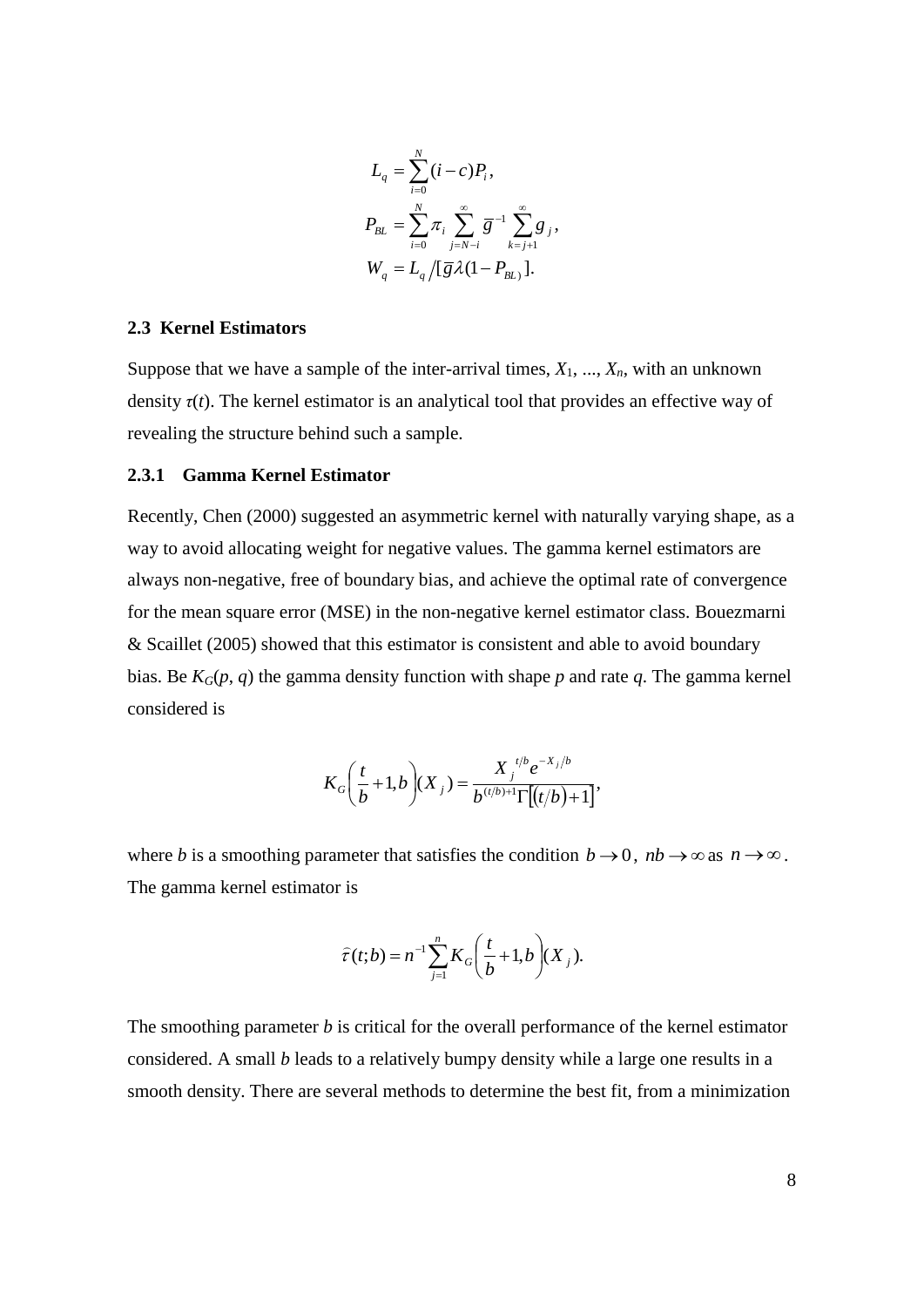$$L_q = \sum_{i=0}^{N} (i - c) P_i,$$

$$P_{BL} = \sum_{i=0}^{N} \pi_i \sum_{j=N-i}^{\infty} \bar{g}^{-1} \sum_{k=j+1}^{\infty} g_j,$$

$$W_q = L_q \big/ [\bar{g}\lambda(1 - P_{BL)}].$$

### 2.3 Kernel Estimators

Suppose that we have a sample of the inter-arrival times, $X_1$, ..., $X_n$, with an unknown density $\tau(t)$. The kernel estimator is an analytical tool that provides an effective way of revealing the structure behind such a sample.

#### 2.3.1 Gamma Kernel Estimator

Recently, Chen (2000) suggested an asymmetric kernel with naturally varying shape, as a way to avoid allocating weight for negative values. The gamma kernel estimators are always non-negative, free of boundary bias, and achieve the optimal rate of convergence for the mean square error (MSE) in the non-negative kernel estimator class. Bouezmarni & Scaillet (2005) showed that this estimator is consistent and able to avoid boundary bias. Be $K_G(p, q)$ the gamma density function with shape $p$ and rate $q$. The gamma kernel considered is

$$K_G\left(\frac{t}{b} + 1, b\right)(X_j) = \frac{X_j^{t/b} e^{-X_j/b}}{b^{(t/b)+1} \Gamma\left[\left(t/b\right) + 1\right]},$$

where $b$ is a smoothing parameter that satisfies the condition $b \to 0$, $nb \to \infty$ as $n \to \infty$. The gamma kernel estimator is

$$\widehat{\tau}(t;b) = n^{-1} \sum_{j=1}^{n} K_G\left(\frac{t}{b} + 1, b\right)(X_j).$$

The smoothing parameter $b$ is critical for the overall performance of the kernel estimator considered. A small $b$ leads to a relatively bumpy density while a large one results in a smooth density. There are several methods to determine the best fit, from a minimization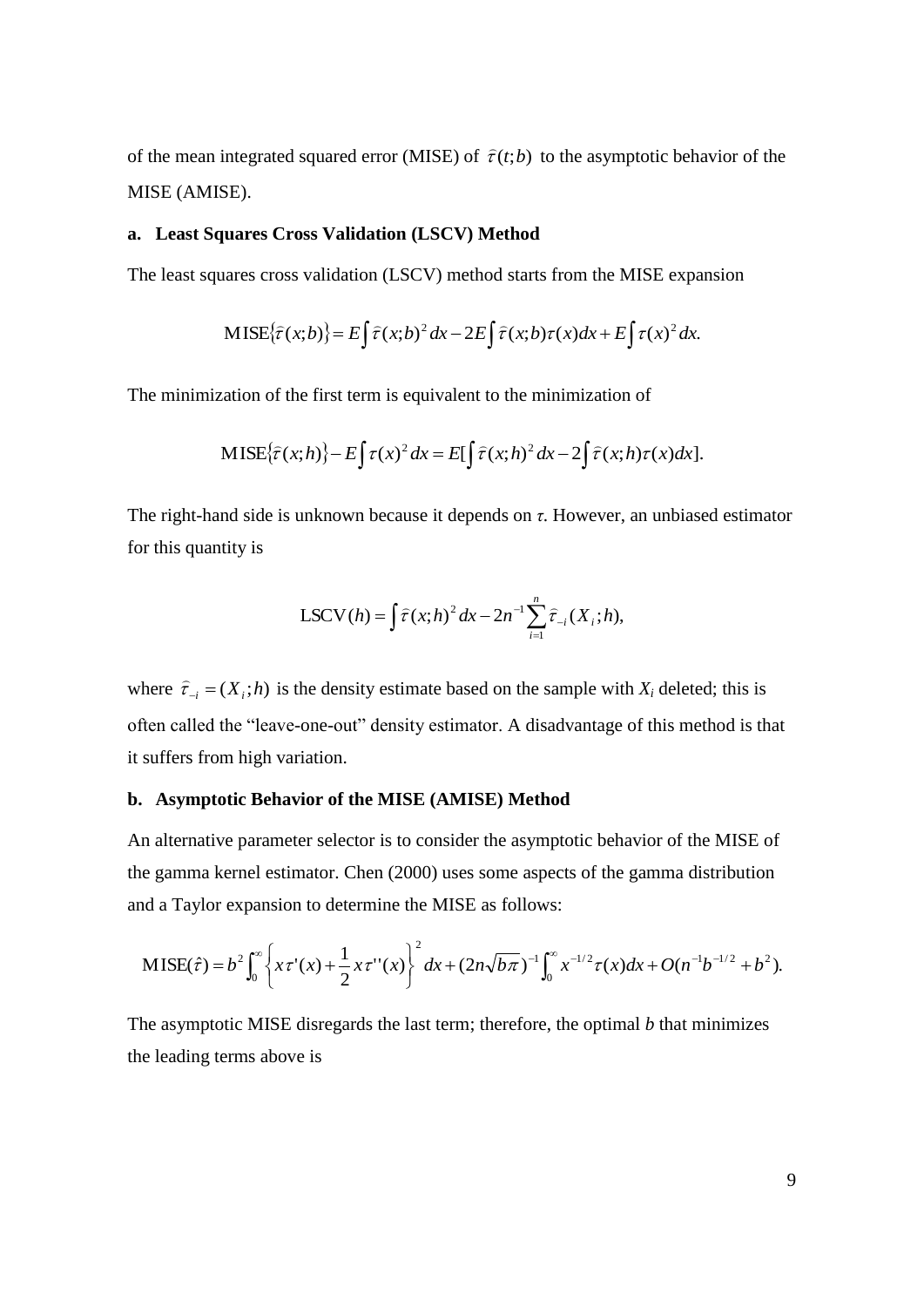of the mean integrated squared error (MISE) of $\hat{\tau}(t;b)$ to the asymptotic behavior of the MISE (AMISE).

### a. Least Squares Cross Validation (LSCV) Method

The least squares cross validation (LSCV) method starts from the MISE expansion

$$\text{MISE}\{\hat{\tau}(x;b)\} = E\int \hat{\tau}(x;b)^2\,dx - 2E\int \hat{\tau}(x;b)\tau(x)dx + E\int \tau(x)^2\,dx.$$

The minimization of the first term is equivalent to the minimization of

$$\text{MISE}\{\hat{\tau}(x;h)\} - E\int \tau(x)^2\,dx = E[\int \hat{\tau}(x;h)^2\,dx - 2\int \hat{\tau}(x;h)\tau(x)dx].$$

The right-hand side is unknown because it depends on $\tau$. However, an unbiased estimator for this quantity is

$$\text{LSCV}(h) = \int \hat{\tau}(x;h)^2\,dx - 2n^{-1}\sum_{i=1}^{n}\hat{\tau}_{-i}(X_i;h),$$

where $\hat{\tau}_{-i} = (X_i;h)$ is the density estimate based on the sample with $X_i$ deleted; this is often called the "leave-one-out" density estimator. A disadvantage of this method is that it suffers from high variation.

### b. Asymptotic Behavior of the MISE (AMISE) Method

An alternative parameter selector is to consider the asymptotic behavior of the MISE of the gamma kernel estimator. Chen (2000) uses some aspects of the gamma distribution and a Taylor expansion to determine the MISE as follows:

$$\text{MISE}(\hat{\tau}) = b^2\int_0^\infty \left\{x\tau'(x) + \frac{1}{2}x\tau''(x)\right\}^2 dx + (2n\sqrt{b\pi})^{-1}\int_0^\infty x^{-1/2}\tau(x)dx + O(n^{-1}b^{-1/2} + b^2).$$

The asymptotic MISE disregards the last term; therefore, the optimal $b$ that minimizes the leading terms above is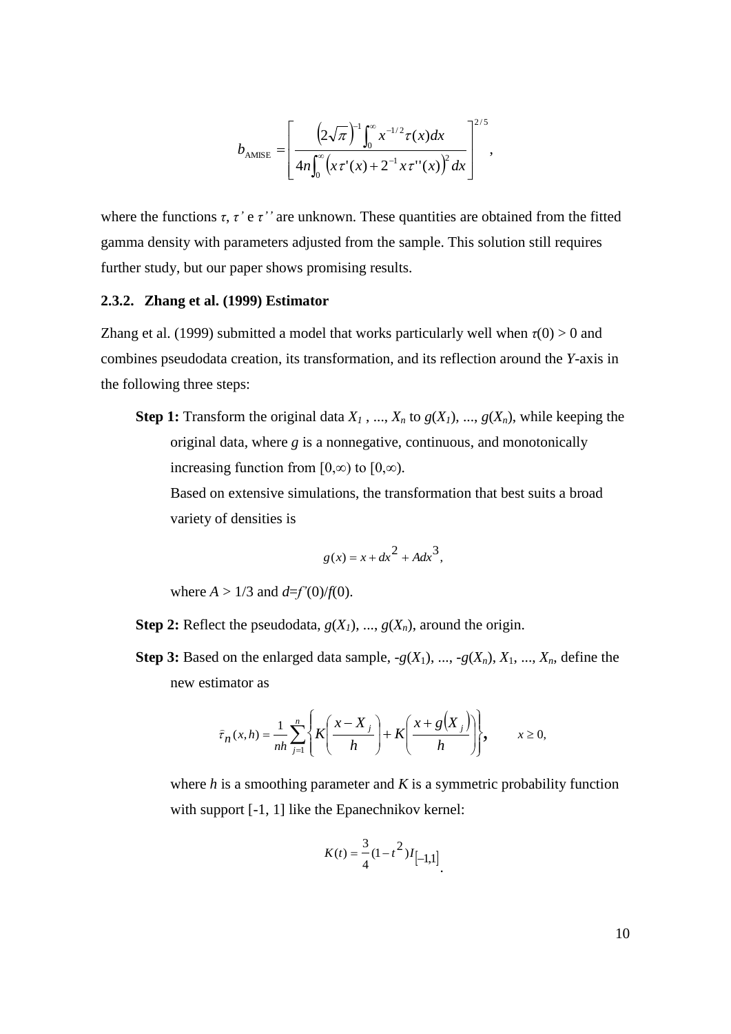$$b_{\text{AMISE}} = \left[ \frac{\left(2\sqrt{\pi}\right)^{-1} \int_0^{\infty} x^{-1/2} \tau(x) dx}{4n \int_0^{\infty} \left( x\tau'(x) + 2^{-1} x\tau''(x) \right)^2 dx} \right]^{2/5},$$

where the functions $\tau$, $\tau'$ e $\tau''$ are unknown. These quantities are obtained from the fitted gamma density with parameters adjusted from the sample. This solution still requires further study, but our paper shows promising results.

### 2.3.2. Zhang et al. (1999) Estimator

Zhang et al. (1999) submitted a model that works particularly well when $\tau(0) > 0$ and combines pseudodata creation, its transformation, and its reflection around the *Y*-axis in the following three steps:

**Step 1:** Transform the original data $X_1, ..., X_n$ to $g(X_1), ..., g(X_n)$, while keeping the original data, where $g$ is a nonnegative, continuous, and monotonically increasing function from $[0,\infty)$ to $[0,\infty)$.

Based on extensive simulations, the transformation that best suits a broad variety of densities is

$$g(x) = x + dx^2 + Adx^3,$$

where $A > 1/3$ and $d = f'(0)/f(0)$.

**Step 2:** Reflect the pseudodata, $g(X_1), ..., g(X_n)$, around the origin.

**Step 3:** Based on the enlarged data sample, $-g(X_1), ..., -g(X_n), X_1, ..., X_n$, define the new estimator as

$$\tilde{\tau}_n(x,h) = \frac{1}{nh} \sum_{j=1}^{n} \left\{ K\left( \frac{x - X_j}{h} \right) + K\left( \frac{x + g(X_j)}{h} \right) \right\}, \qquad x \geq 0,$$

where $h$ is a smoothing parameter and $K$ is a symmetric probability function with support $[-1, 1]$ like the Epanechnikov kernel:

$$K(t) = \frac{3}{4}(1 - t^2) I_{[-1,1]}.$$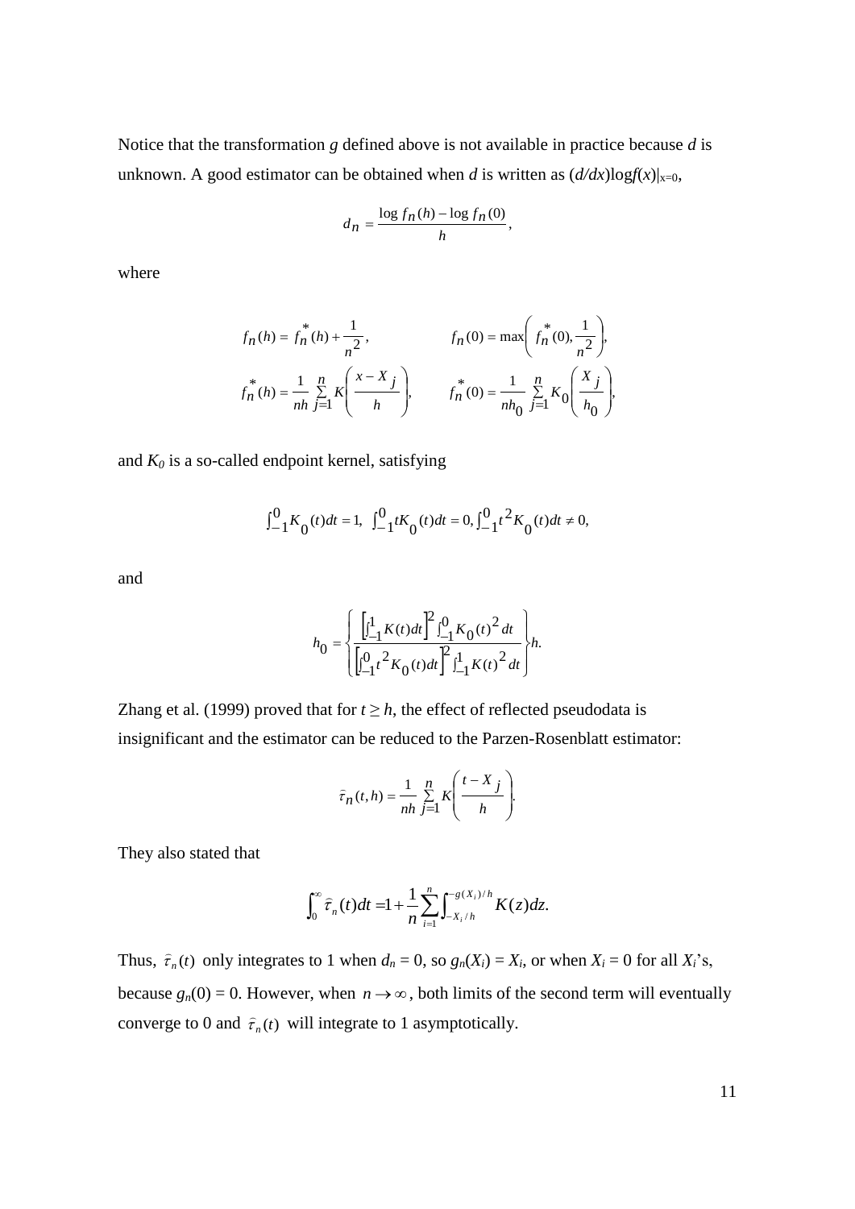Notice that the transformation $g$ defined above is not available in practice because $d$ is unknown. A good estimator can be obtained when $d$ is written as $(d/dx)\log f(x)|_{x=0}$,

$$d_n = \frac{\log f_n(h) - \log f_n(0)}{h},$$

where

$$f_n(h) = f_n^*(h) + \frac{1}{n^2}, \qquad f_n(0) = \max\left(f_n^*(0), \frac{1}{n^2}\right),$$

$$f_n^*(h) = \frac{1}{nh}\sum_{j=1}^{n} K\left(\frac{x - X_j}{h}\right), \qquad f_n^*(0) = \frac{1}{nh_0}\sum_{j=1}^{n} K_0\left(\frac{X_j}{h_0}\right),$$

and $K_0$ is a so-called endpoint kernel, satisfying

$$\int_{-1}^{0} K_0(t)dt = 1, \ \int_{-1}^{0} tK_0(t)dt = 0, \int_{-1}^{0} t^2 K_0(t)dt \neq 0,$$

and

$$h_0 = \left\{ \frac{\left[\int_{-1}^{1} K(t)dt\right]^2 \int_{-1}^{0} K_0(t)^2 dt}{\left[\int_{-1}^{0} t^2 K_0(t)dt\right]^2 \int_{-1}^{1} K(t)^2 dt} \right\} h.$$

Zhang et al. (1999) proved that for $t \geq h$, the effect of reflected pseudodata is insignificant and the estimator can be reduced to the Parzen-Rosenblatt estimator:

$$\hat{\tau}_n(t, h) = \frac{1}{nh}\sum_{j=1}^{n} K\left(\frac{t - X_j}{h}\right).$$

They also stated that

$$\int_0^{\infty} \hat{\tau}_n(t)dt = 1 + \frac{1}{n}\sum_{i=1}^{n} \int_{-X_i/h}^{-g(X_i)/h} K(z)dz.$$

Thus, $\hat{\tau}_n(t)$ only integrates to 1 when $d_n = 0$, so $g_n(X_i) = X_i$, or when $X_i = 0$ for all $X_i$'s, because $g_n(0) = 0$. However, when $n \to \infty$, both limits of the second term will eventually converge to 0 and $\hat{\tau}_n(t)$ will integrate to 1 asymptotically.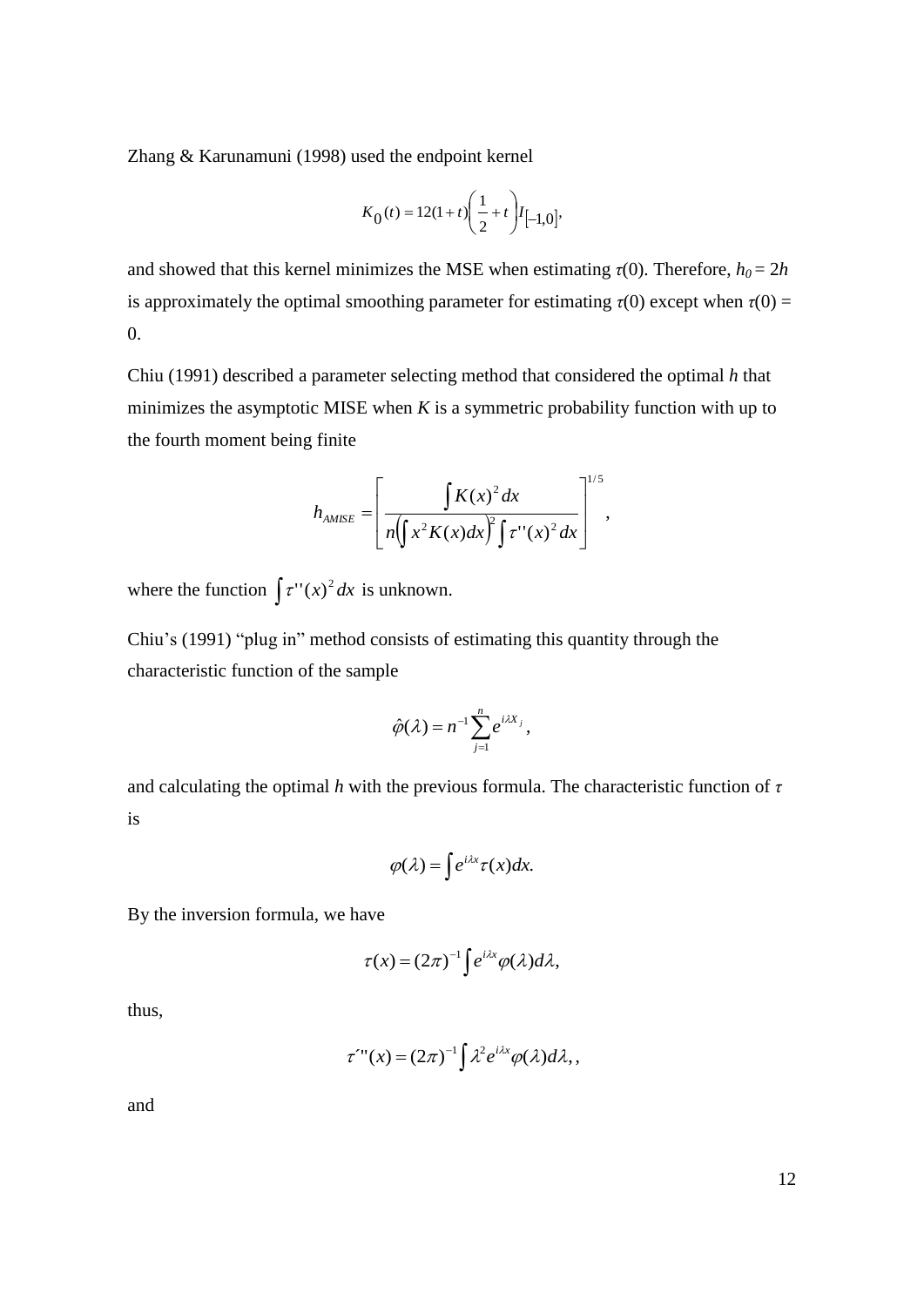Zhang & Karunamuni (1998) used the endpoint kernel

$$K_0(t) = 12(1+t)\left(\frac{1}{2}+t\right)I_{[-1,0]},$$

and showed that this kernel minimizes the MSE when estimating $\tau(0)$. Therefore, $h_0 = 2h$ is approximately the optimal smoothing parameter for estimating $\tau(0)$ except when $\tau(0) = 0$.

Chiu (1991) described a parameter selecting method that considered the optimal $h$ that minimizes the asymptotic MISE when $K$ is a symmetric probability function with up to the fourth moment being finite

$$h_{AMISE} = \left[\frac{\int K(x)^2\,dx}{n\left(\int x^2 K(x)dx\right)^2 \int \tau''(x)^2\,dx}\right]^{1/5},$$

where the function $\int \tau''(x)^2\,dx$ is unknown.

Chiu's (1991) "plug in" method consists of estimating this quantity through the characteristic function of the sample

$$\hat{\varphi}(\lambda) = n^{-1}\sum_{j=1}^{n} e^{i\lambda X_j},$$

and calculating the optimal $h$ with the previous formula. The characteristic function of $\tau$ is

$$\varphi(\lambda) = \int e^{i\lambda x}\tau(x)dx.$$

By the inversion formula, we have

$$\tau(x) = (2\pi)^{-1}\int e^{i\lambda x}\varphi(\lambda)d\lambda,$$

thus,

$$\tau''(x) = (2\pi)^{-1}\int \lambda^2 e^{i\lambda x}\varphi(\lambda)d\lambda,,$$

and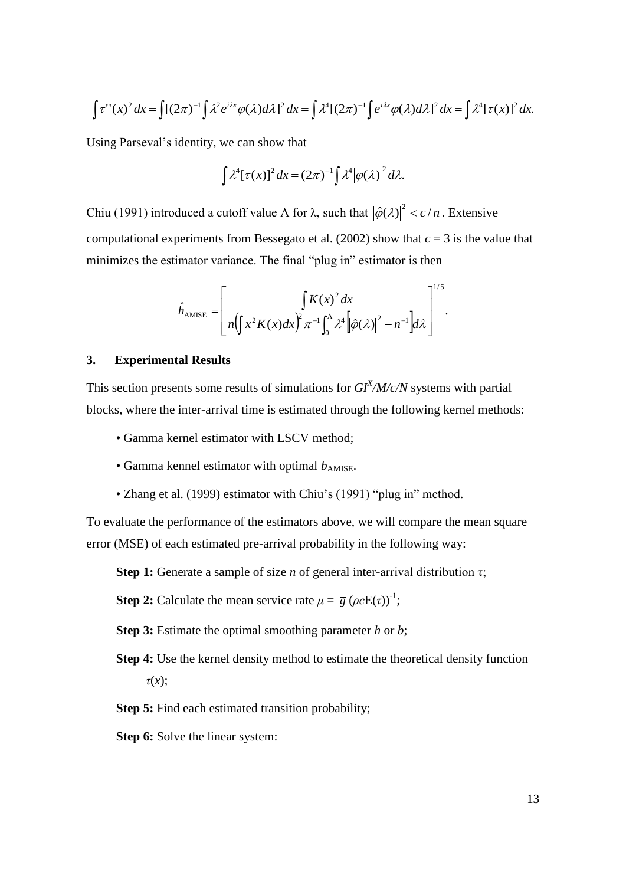$$\int \tau''(x)^2\,dx = \int [(2\pi)^{-1} \int \lambda^2 e^{i\lambda x} \varphi(\lambda) d\lambda]^2\,dx = \int \lambda^4 [(2\pi)^{-1} \int e^{i\lambda x} \varphi(\lambda) d\lambda]^2\,dx = \int \lambda^4 [\tau(x)]^2\,dx.$$

Using Parseval's identity, we can show that

$$\int \lambda^4 [\tau(x)]^2\,dx = (2\pi)^{-1} \int \lambda^4 \left|\varphi(\lambda)\right|^2 d\lambda.$$

Chiu (1991) introduced a cutoff value $\Lambda$ for $\lambda$, such that $\left|\hat{\varphi}(\lambda)\right|^2 < c/n$. Extensive computational experiments from Bessegato et al. (2002) show that $c = 3$ is the value that minimizes the estimator variance. The final "plug in" estimator is then

$$\hat{h}_{\text{AMISE}} = \left[ \frac{\int K(x)^2\,dx}{n\left(\int x^2 K(x)\,dx\right)^2 \pi^{-1} \int_0^{\Lambda} \lambda^4 \left[\left|\hat{\varphi}(\lambda)\right|^2 - n^{-1}\right] d\lambda} \right]^{1/5}.$$

## 3. Experimental Results

This section presents some results of simulations for $GI^X/M/c/N$ systems with partial blocks, where the inter-arrival time is estimated through the following kernel methods:

- Gamma kernel estimator with LSCV method;
- Gamma kennel estimator with optimal $b_{\text{AMISE}}$.
- Zhang et al. (1999) estimator with Chiu's (1991) "plug in" method.

To evaluate the performance of the estimators above, we will compare the mean square error (MSE) of each estimated pre-arrival probability in the following way:

**Step 1:** Generate a sample of size $n$ of general inter-arrival distribution $\tau$;

**Step 2:** Calculate the mean service rate $\mu = \bar{g}\,(\rho c \mathrm{E}(\tau))^{-1}$;

**Step 3:** Estimate the optimal smoothing parameter $h$ or $b$;

**Step 4:** Use the kernel density method to estimate the theoretical density function $\tau(x)$;

**Step 5:** Find each estimated transition probability;

**Step 6:** Solve the linear system: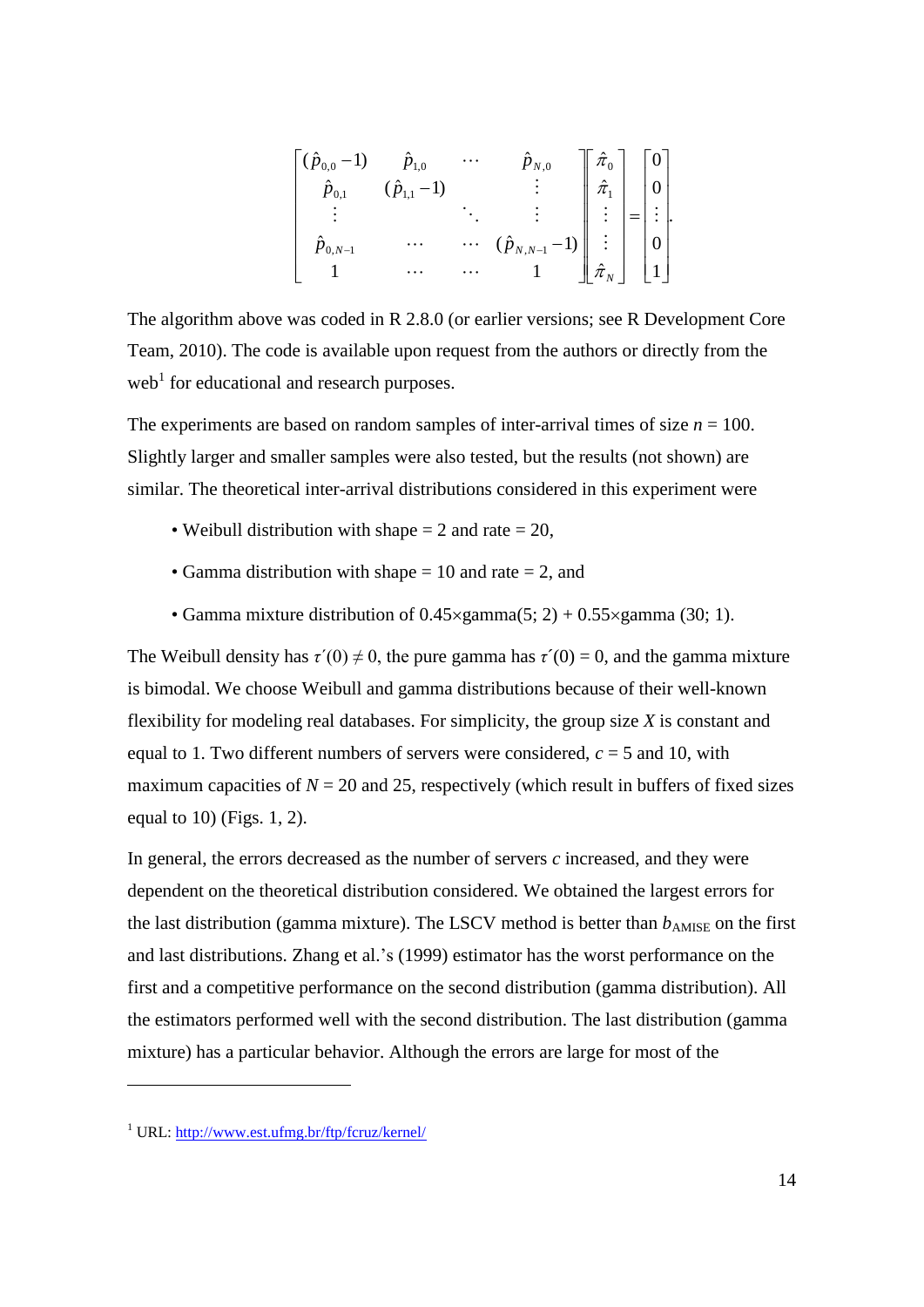$$
\begin{bmatrix}
(\hat{p}_{0,0}-1) & \hat{p}_{1,0} & \cdots & \hat{p}_{N,0} \\
\hat{p}_{0,1} & (\hat{p}_{1,1}-1) & & \vdots \\
\vdots & & \ddots & \vdots \\
\hat{p}_{0,N-1} & \cdots & \cdots & (\hat{p}_{N,N-1}-1) \\
1 & \cdots & \cdots & 1
\end{bmatrix}
\begin{bmatrix}
\hat{\pi}_0 \\ \hat{\pi}_1 \\ \vdots \\ \vdots \\ \hat{\pi}_N
\end{bmatrix}
=
\begin{bmatrix}
0 \\ 0 \\ \vdots \\ 0 \\ 1
\end{bmatrix}.
$$

The algorithm above was coded in R 2.8.0 (or earlier versions; see R Development Core Team, 2010). The code is available upon request from the authors or directly from the web[1] for educational and research purposes.

The experiments are based on random samples of inter-arrival times of size $n$ = 100. Slightly larger and smaller samples were also tested, but the results (not shown) are similar. The theoretical inter-arrival distributions considered in this experiment were

- Weibull distribution with shape = 2 and rate = 20,
- Gamma distribution with shape = 10 and rate = 2, and
- Gamma mixture distribution of 0.45×gamma(5; 2) + 0.55×gamma (30; 1).

The Weibull density has $\tau'(0) \neq 0$, the pure gamma has $\tau'(0) = 0$, and the gamma mixture is bimodal. We choose Weibull and gamma distributions because of their well-known flexibility for modeling real databases. For simplicity, the group size $X$ is constant and equal to 1. Two different numbers of servers were considered, $c$ = 5 and 10, with maximum capacities of $N$ = 20 and 25, respectively (which result in buffers of fixed sizes equal to 10) (Figs. 1, 2).

In general, the errors decreased as the number of servers $c$ increased, and they were dependent on the theoretical distribution considered. We obtained the largest errors for the last distribution (gamma mixture). The LSCV method is better than $b_{\mathrm{AMISE}}$ on the first and last distributions. Zhang et al.'s (1999) estimator has the worst performance on the first and a competitive performance on the second distribution (gamma distribution). All the estimators performed well with the second distribution. The last distribution (gamma mixture) has a particular behavior. Although the errors are large for most of the

[1] URL: http://www.est.ufmg.br/ftp/fcruz/kernel/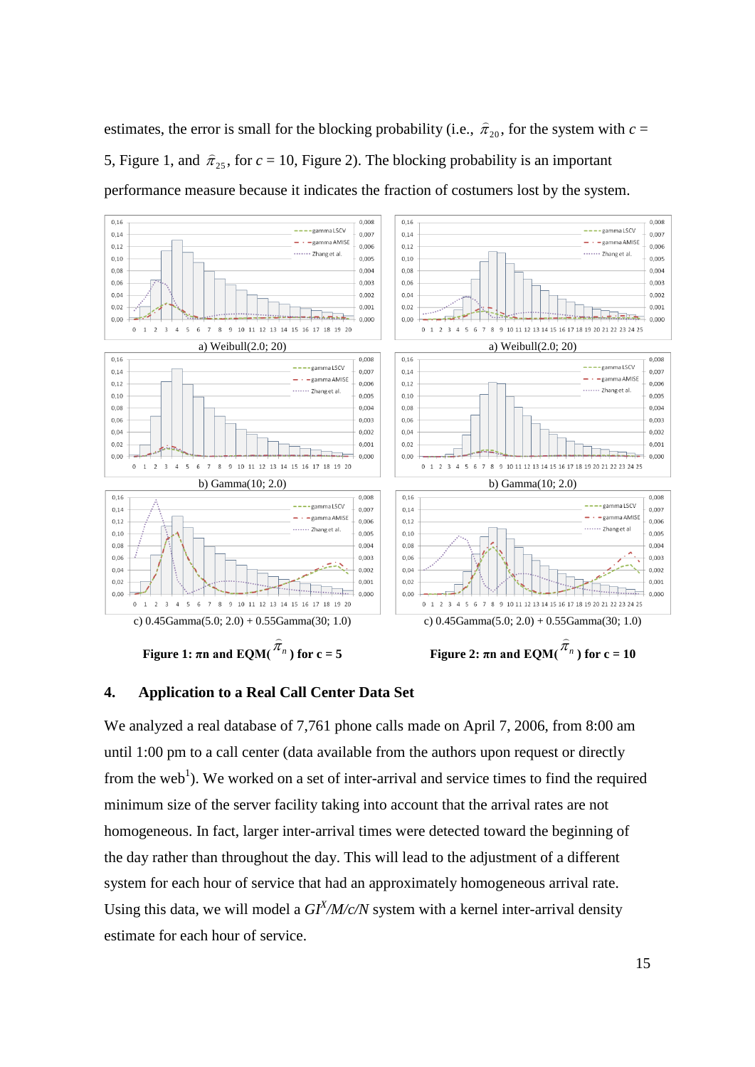estimates, the error is small for the blocking probability (i.e., $\hat{\pi}_{20}$, for the system with $c$ = 5, Figure 1, and $\hat{\pi}_{25}$, for $c$ = 10, Figure 2). The blocking probability is an important performance measure because it indicates the fraction of costumers lost by the system.

a) Weibull(2.0; 20)

a) Weibull(2.0; 20)

b) Gamma(10; 2.0)

b) Gamma(10; 2.0)

c) 0.45Gamma(5.0; 2.0) + 0.55Gamma(30; 1.0)

c) 0.45Gamma(5.0; 2.0) + 0.55Gamma(30; 1.0)

**Figure 1: $\pi$n and EQM($\hat{\pi}_n$) for c = 5**

**Figure 2: $\pi$n and EQM($\hat{\pi}_n$) for c = 10**

## 4. Application to a Real Call Center Data Set

We analyzed a real database of 7,761 phone calls made on April 7, 2006, from 8:00 am until 1:00 pm to a call center (data available from the authors upon request or directly from the web[1]). We worked on a set of inter-arrival and service times to find the required minimum size of the server facility taking into account that the arrival rates are not homogeneous. In fact, larger inter-arrival times were detected toward the beginning of the day rather than throughout the day. This will lead to the adjustment of a different system for each hour of service that had an approximately homogeneous arrival rate. Using this data, we will model a $GI^X/M/c/N$ system with a kernel inter-arrival density estimate for each hour of service.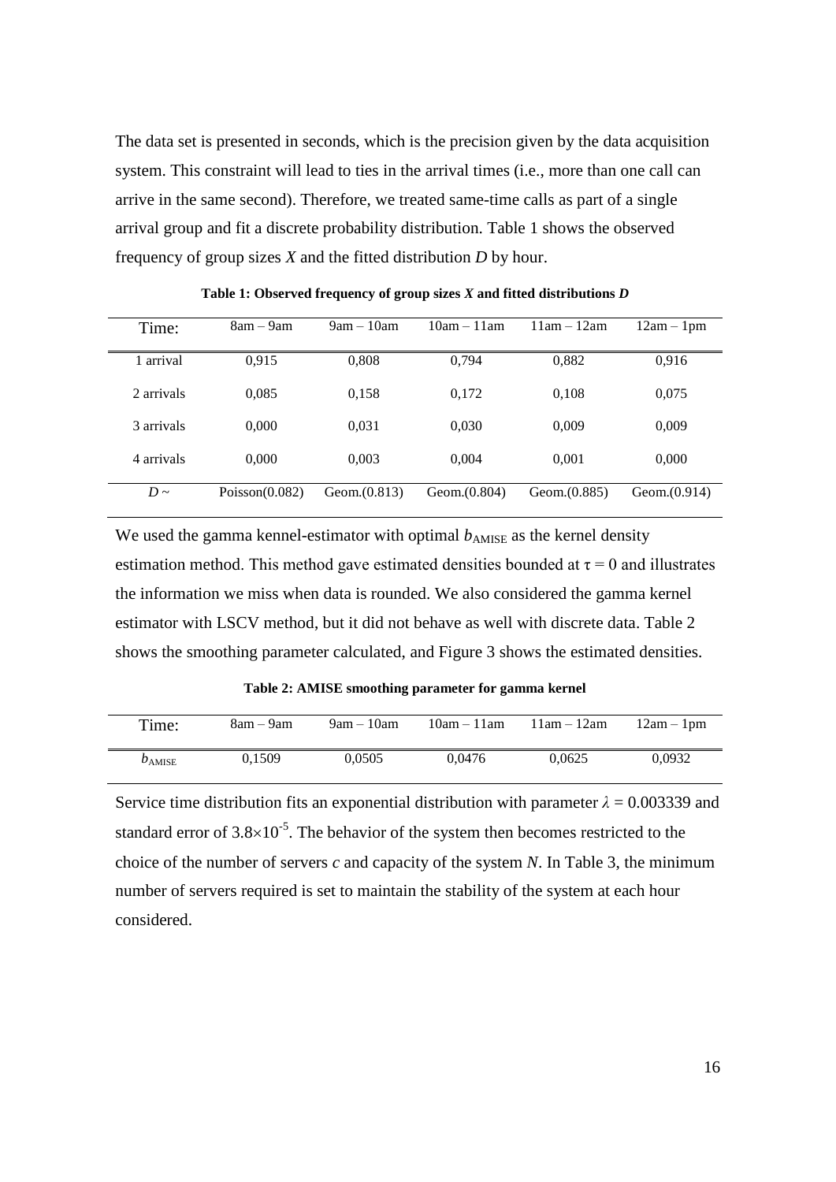The data set is presented in seconds, which is the precision given by the data acquisition system. This constraint will lead to ties in the arrival times (i.e., more than one call can arrive in the same second). Therefore, we treated same-time calls as part of a single arrival group and fit a discrete probability distribution. Table 1 shows the observed frequency of group sizes $X$ and the fitted distribution $D$ by hour.

**Table 1: Observed frequency of group sizes $X$ and fitted distributions $D$**

| Time: | 8am – 9am | 9am – 10am | 10am – 11am | 11am – 12am | 12am – 1pm |
|---|---|---|---|---|---|
| 1 arrival | 0,915 | 0,808 | 0,794 | 0,882 | 0,916 |
| 2 arrivals | 0,085 | 0,158 | 0,172 | 0,108 | 0,075 |
| 3 arrivals | 0,000 | 0,031 | 0,030 | 0,009 | 0,009 |
| 4 arrivals | 0,000 | 0,003 | 0,004 | 0,001 | 0,000 |
| $D \sim$ | Poisson(0.082) | Geom.(0.813) | Geom.(0.804) | Geom.(0.885) | Geom.(0.914) |

We used the gamma kennel-estimator with optimal $b_{\text{AMISE}}$ as the kernel density estimation method. This method gave estimated densities bounded at $\tau = 0$ and illustrates the information we miss when data is rounded. We also considered the gamma kernel estimator with LSCV method, but it did not behave as well with discrete data. Table 2 shows the smoothing parameter calculated, and Figure 3 shows the estimated densities.

**Table 2: AMISE smoothing parameter for gamma kernel**

| Time: | 8am – 9am | 9am – 10am | 10am – 11am | 11am – 12am | 12am – 1pm |
|---|---|---|---|---|---|
| $b_{\text{AMISE}}$ | 0,1509 | 0,0505 | 0,0476 | 0,0625 | 0,0932 |

Service time distribution fits an exponential distribution with parameter $\lambda = 0.003339$ and standard error of $3.8 \times 10^{-5}$. The behavior of the system then becomes restricted to the choice of the number of servers $c$ and capacity of the system $N$. In Table 3, the minimum number of servers required is set to maintain the stability of the system at each hour considered.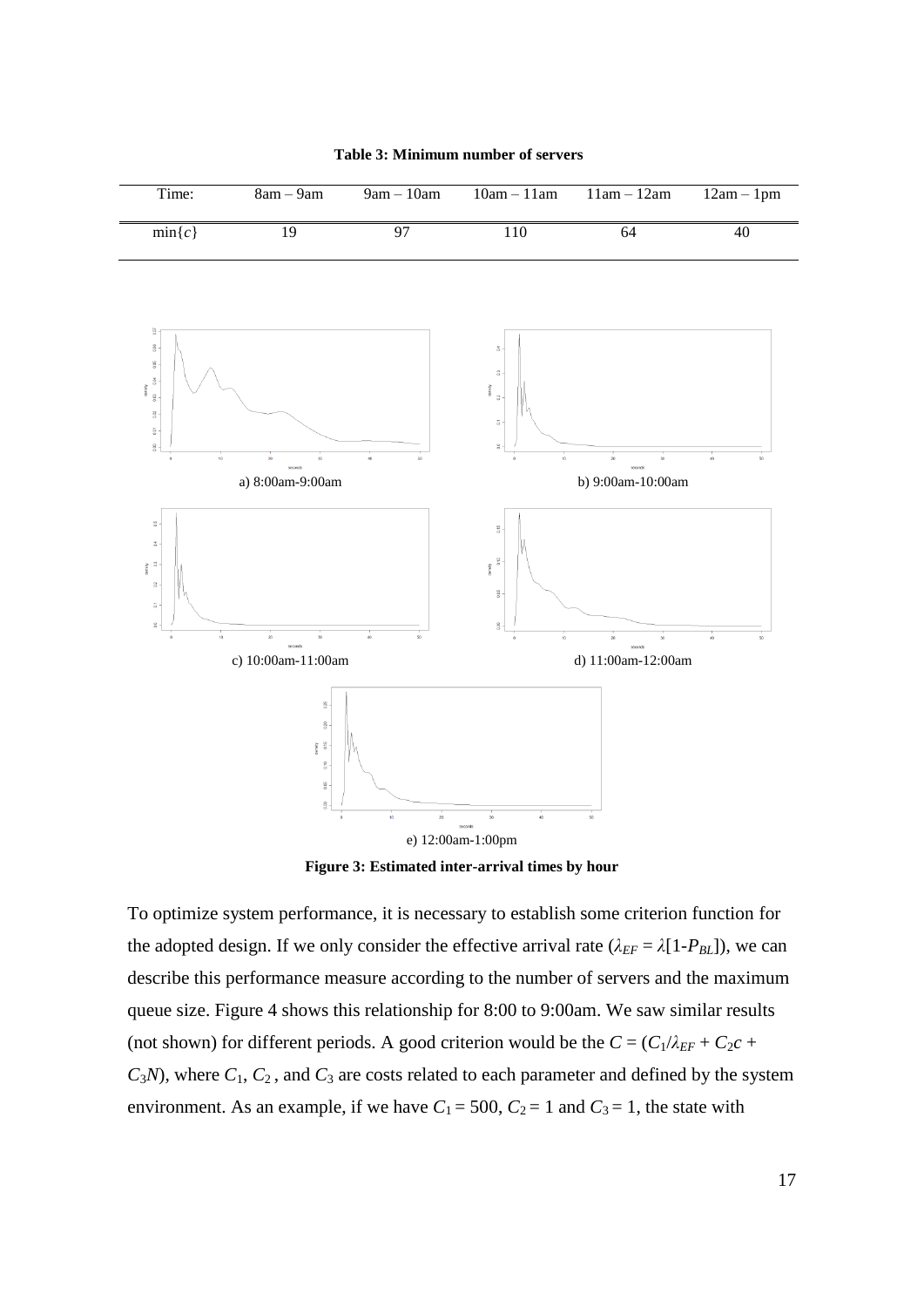**Table 3: Minimum number of servers**

| Time: | 8am – 9am | 9am – 10am | 10am – 11am | 11am – 12am | 12am – 1pm |
|---|---|---|---|---|---|
| $\min\{c\}$ | 19 | 97 | 110 | 64 | 40 |

a) 8:00am-9:00am

b) 9:00am-10:00am

c) 10:00am-11:00am

d) 11:00am-12:00am

e) 12:00am-1:00pm

**Figure 3: Estimated inter-arrival times by hour**

To optimize system performance, it is necessary to establish some criterion function for the adopted design. If we only consider the effective arrival rate ($\lambda_{EF} = \lambda[1\text{-}P_{BL}]$), we can describe this performance measure according to the number of servers and the maximum queue size. Figure 4 shows this relationship for 8:00 to 9:00am. We saw similar results (not shown) for different periods. A good criterion would be the $C = (C_1/\lambda_{EF} + C_2c + C_3N)$, where $C_1$, $C_2$, and $C_3$ are costs related to each parameter and defined by the system environment. As an example, if we have $C_1 = 500$, $C_2 = 1$ and $C_3 = 1$, the state with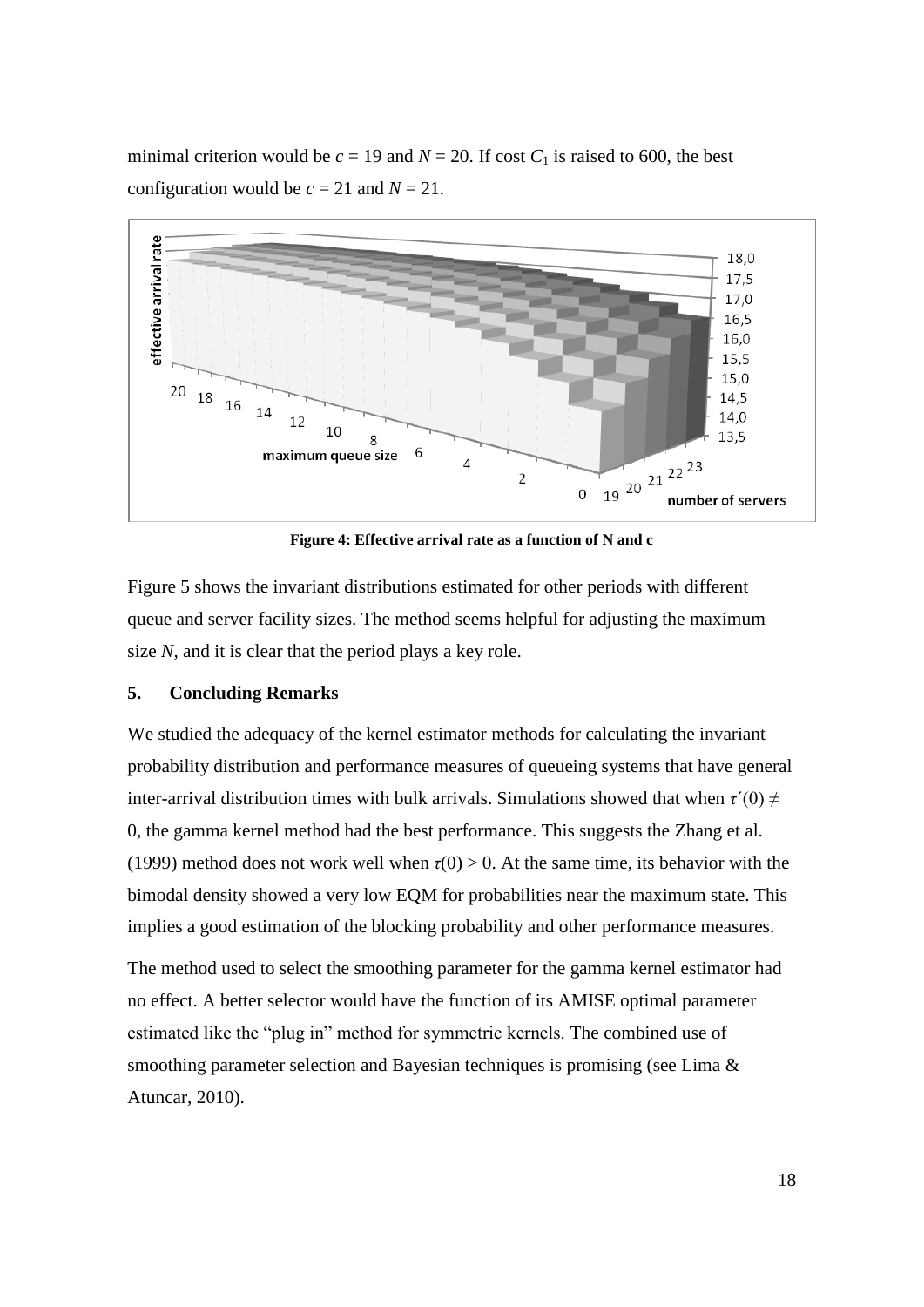minimal criterion would be $c = 19$ and $N = 20$. If cost $C_1$ is raised to 600, the best configuration would be $c = 21$ and $N = 21$.

**Figure 4: Effective arrival rate as a function of N and c**

Figure 5 shows the invariant distributions estimated for other periods with different queue and server facility sizes. The method seems helpful for adjusting the maximum size $N$, and it is clear that the period plays a key role.

## 5. Concluding Remarks

We studied the adequacy of the kernel estimator methods for calculating the invariant probability distribution and performance measures of queueing systems that have general inter-arrival distribution times with bulk arrivals. Simulations showed that when $\tau'(0) \neq 0$, the gamma kernel method had the best performance. This suggests the Zhang et al. (1999) method does not work well when $\tau(0) > 0$. At the same time, its behavior with the bimodal density showed a very low EQM for probabilities near the maximum state. This implies a good estimation of the blocking probability and other performance measures.

The method used to select the smoothing parameter for the gamma kernel estimator had no effect. A better selector would have the function of its AMISE optimal parameter estimated like the "plug in" method for symmetric kernels. The combined use of smoothing parameter selection and Bayesian techniques is promising (see Lima & Atuncar, 2010).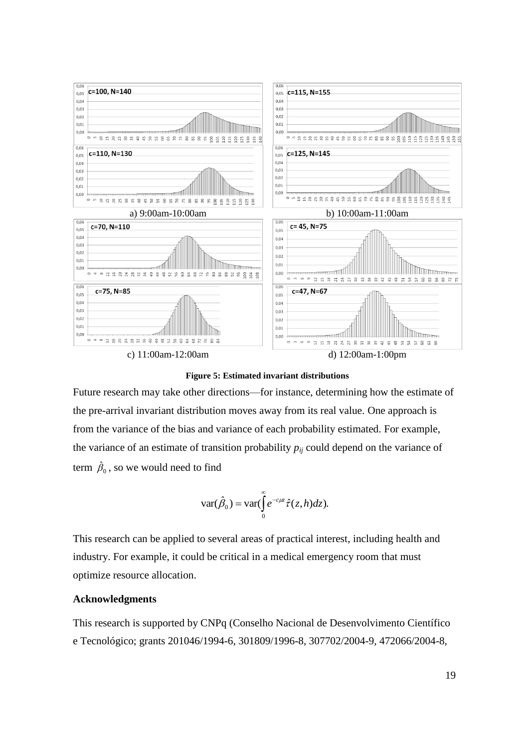a) 9:00am-10:00am

b) 10:00am-11:00am

c) 11:00am-12:00am

d) 12:00am-1:00pm

**Figure 5: Estimated invariant distributions**

Future research may take other directions—for instance, determining how the estimate of the pre-arrival invariant distribution moves away from its real value. One approach is from the variance of the bias and variance of each probability estimated. For example, the variance of an estimate of transition probability $p_{ij}$ could depend on the variance of term $\hat{\beta}_0$, so we would need to find

$$\mathrm{var}(\hat{\beta}_0) = \mathrm{var}(\int_0^{\infty} e^{-c\mu z}\hat{\tau}(z,h)dz).$$

This research can be applied to several areas of practical interest, including health and industry. For example, it could be critical in a medical emergency room that must optimize resource allocation.

### Acknowledgments

This research is supported by CNPq (Conselho Nacional de Desenvolvimento Científico e Tecnológico; grants 201046/1994-6, 301809/1996-8, 307702/2004-9, 472066/2004-8,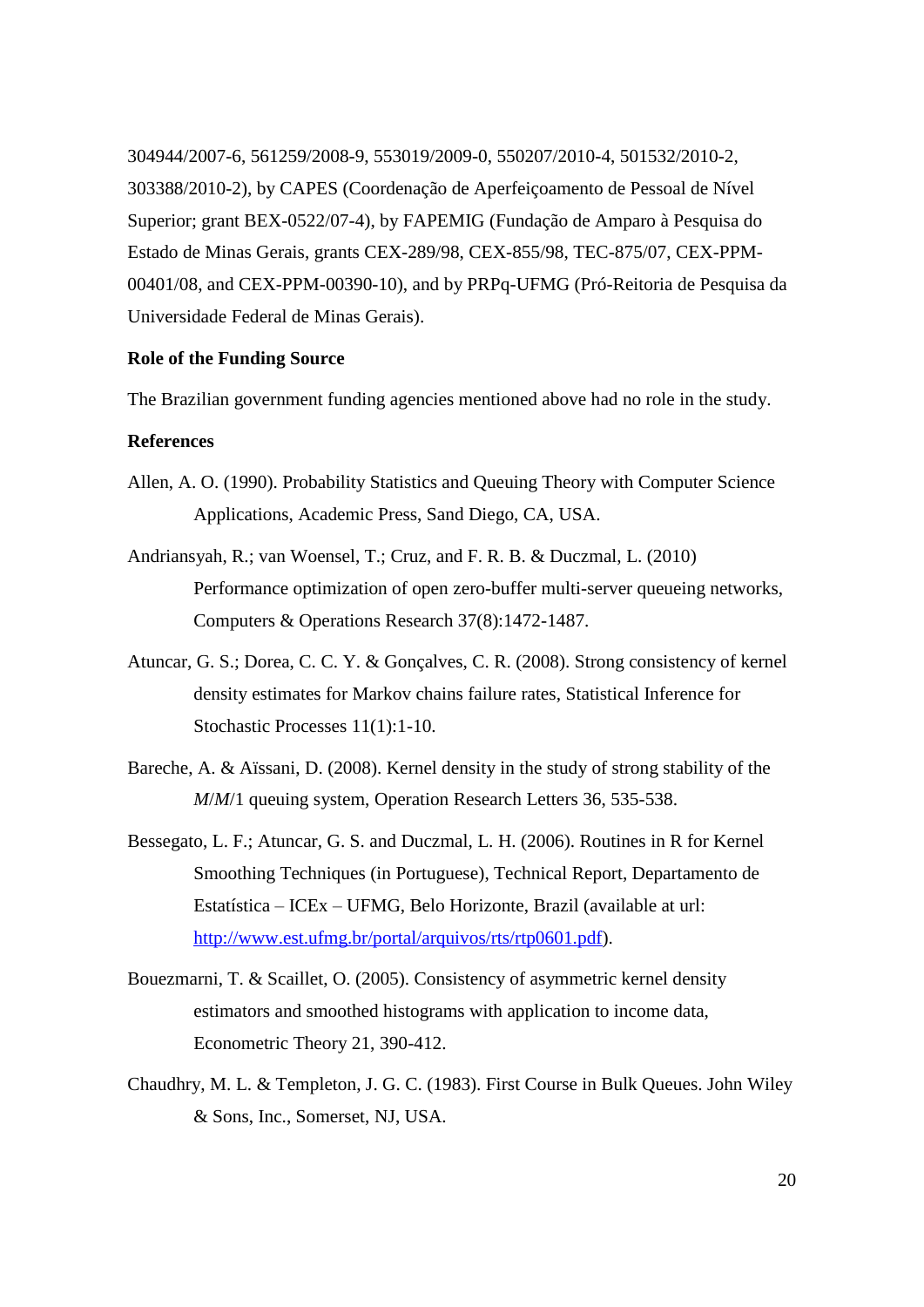304944/2007-6, 561259/2008-9, 553019/2009-0, 550207/2010-4, 501532/2010-2, 303388/2010-2), by CAPES (Coordenação de Aperfeiçoamento de Pessoal de Nível Superior; grant BEX-0522/07-4), by FAPEMIG (Fundação de Amparo à Pesquisa do Estado de Minas Gerais, grants CEX-289/98, CEX-855/98, TEC-875/07, CEX-PPM-00401/08, and CEX-PPM-00390-10), and by PRPq-UFMG (Pró-Reitoria de Pesquisa da Universidade Federal de Minas Gerais).

**Role of the Funding Source**

The Brazilian government funding agencies mentioned above had no role in the study.

**References**

Allen, A. O. (1990). Probability Statistics and Queuing Theory with Computer Science Applications, Academic Press, Sand Diego, CA, USA.

Andriansyah, R.; van Woensel, T.; Cruz, and F. R. B. & Duczmal, L. (2010) Performance optimization of open zero-buffer multi-server queueing networks, Computers & Operations Research 37(8):1472-1487.

Atuncar, G. S.; Dorea, C. C. Y. & Gonçalves, C. R. (2008). Strong consistency of kernel density estimates for Markov chains failure rates, Statistical Inference for Stochastic Processes 11(1):1-10.

Bareche, A. & Aïssani, D. (2008). Kernel density in the study of strong stability of the *M*/*M*/1 queuing system, Operation Research Letters 36, 535-538.

Bessegato, L. F.; Atuncar, G. S. and Duczmal, L. H. (2006). Routines in R for Kernel Smoothing Techniques (in Portuguese), Technical Report, Departamento de Estatística – ICEx – UFMG, Belo Horizonte, Brazil (available at url: http://www.est.ufmg.br/portal/arquivos/rts/rtp0601.pdf).

Bouezmarni, T. & Scaillet, O. (2005). Consistency of asymmetric kernel density estimators and smoothed histograms with application to income data, Econometric Theory 21, 390-412.

Chaudhry, M. L. & Templeton, J. G. C. (1983). First Course in Bulk Queues. John Wiley & Sons, Inc., Somerset, NJ, USA.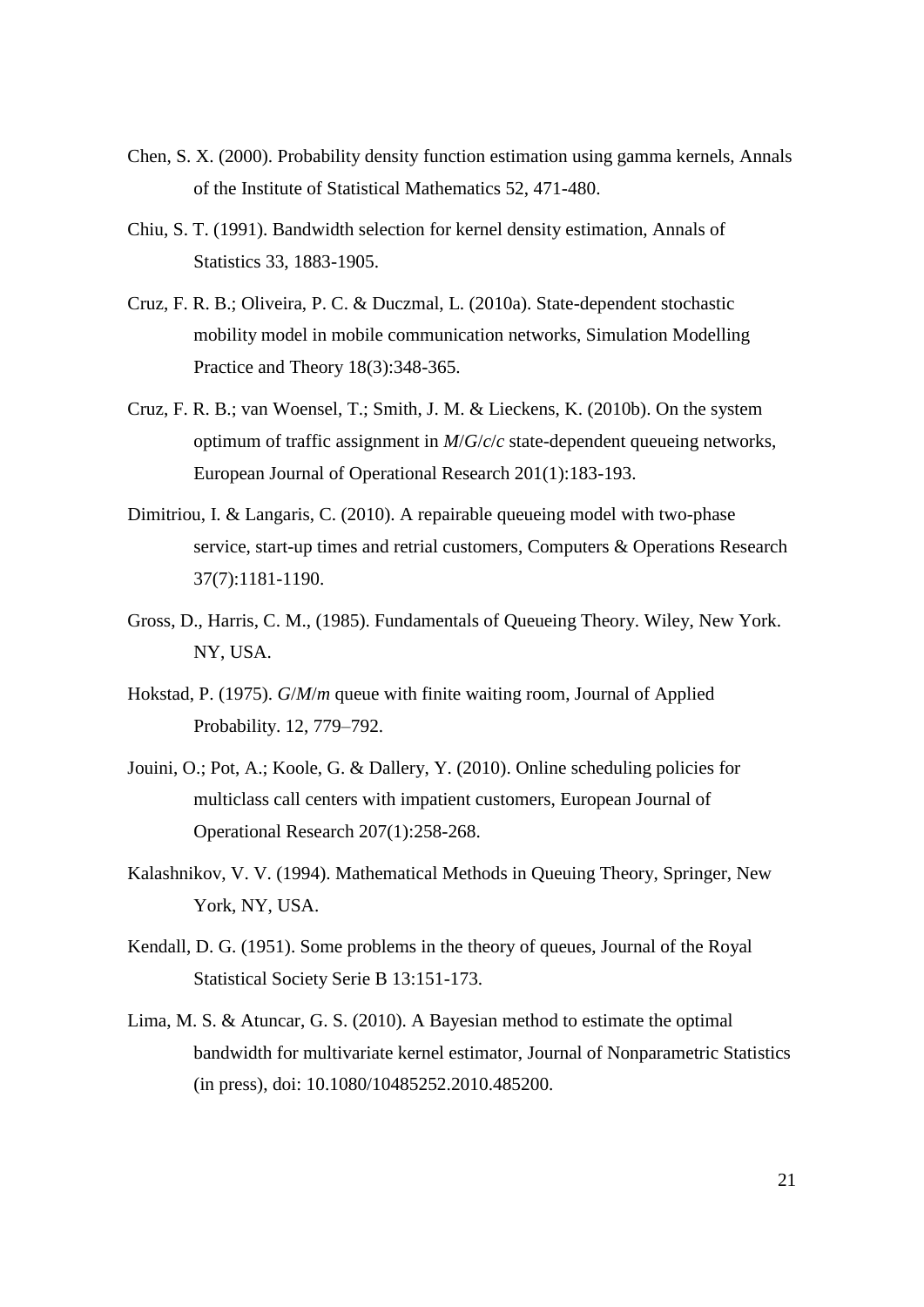Chen, S. X. (2000). Probability density function estimation using gamma kernels, Annals of the Institute of Statistical Mathematics 52, 471-480.

Chiu, S. T. (1991). Bandwidth selection for kernel density estimation, Annals of Statistics 33, 1883-1905.

Cruz, F. R. B.; Oliveira, P. C. & Duczmal, L. (2010a). State-dependent stochastic mobility model in mobile communication networks, Simulation Modelling Practice and Theory 18(3):348-365.

Cruz, F. R. B.; van Woensel, T.; Smith, J. M. & Lieckens, K. (2010b). On the system optimum of traffic assignment in *M*/*G*/*c*/*c* state-dependent queueing networks, European Journal of Operational Research 201(1):183-193.

Dimitriou, I. & Langaris, C. (2010). A repairable queueing model with two-phase service, start-up times and retrial customers, Computers & Operations Research 37(7):1181-1190.

Gross, D., Harris, C. M., (1985). Fundamentals of Queueing Theory. Wiley, New York. NY, USA.

Hokstad, P. (1975). *G*/*M*/*m* queue with finite waiting room, Journal of Applied Probability. 12, 779–792.

Jouini, O.; Pot, A.; Koole, G. & Dallery, Y. (2010). Online scheduling policies for multiclass call centers with impatient customers, European Journal of Operational Research 207(1):258-268.

Kalashnikov, V. V. (1994). Mathematical Methods in Queuing Theory, Springer, New York, NY, USA.

Kendall, D. G. (1951). Some problems in the theory of queues, Journal of the Royal Statistical Society Serie B 13:151-173.

Lima, M. S. & Atuncar, G. S. (2010). A Bayesian method to estimate the optimal bandwidth for multivariate kernel estimator, Journal of Nonparametric Statistics (in press), doi: 10.1080/10485252.2010.485200.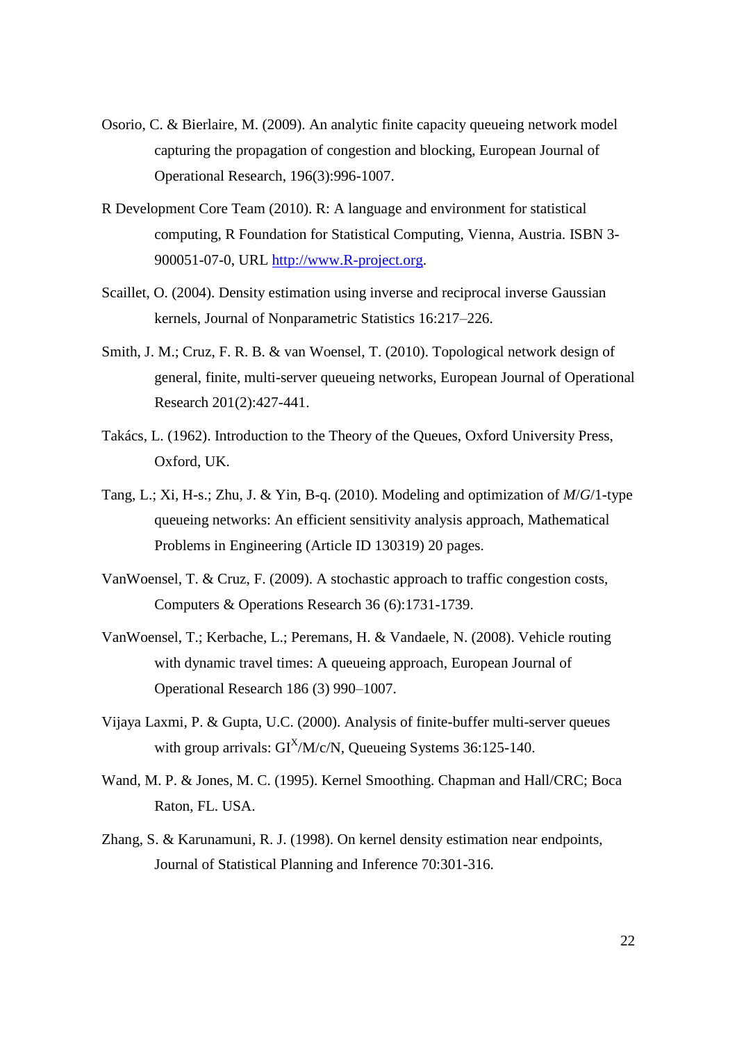Osorio, C. & Bierlaire, M. (2009). An analytic finite capacity queueing network model capturing the propagation of congestion and blocking, European Journal of Operational Research, 196(3):996-1007.

R Development Core Team (2010). R: A language and environment for statistical computing, R Foundation for Statistical Computing, Vienna, Austria. ISBN 3-900051-07-0, URL http://www.R-project.org.

Scaillet, O. (2004). Density estimation using inverse and reciprocal inverse Gaussian kernels, Journal of Nonparametric Statistics 16:217–226.

Smith, J. M.; Cruz, F. R. B. & van Woensel, T. (2010). Topological network design of general, finite, multi-server queueing networks, European Journal of Operational Research 201(2):427-441.

Takács, L. (1962). Introduction to the Theory of the Queues, Oxford University Press, Oxford, UK.

Tang, L.; Xi, H-s.; Zhu, J. & Yin, B-q. (2010). Modeling and optimization of $M/G/1$-type queueing networks: An efficient sensitivity analysis approach, Mathematical Problems in Engineering (Article ID 130319) 20 pages.

VanWoensel, T. & Cruz, F. (2009). A stochastic approach to traffic congestion costs, Computers & Operations Research 36 (6):1731-1739.

VanWoensel, T.; Kerbache, L.; Peremans, H. & Vandaele, N. (2008). Vehicle routing with dynamic travel times: A queueing approach, European Journal of Operational Research 186 (3) 990–1007.

Vijaya Laxmi, P. & Gupta, U.C. (2000). Analysis of finite-buffer multi-server queues with group arrivals: $GI^X/M/c/N$, Queueing Systems 36:125-140.

Wand, M. P. & Jones, M. C. (1995). Kernel Smoothing. Chapman and Hall/CRC; Boca Raton, FL. USA.

Zhang, S. & Karunamuni, R. J. (1998). On kernel density estimation near endpoints, Journal of Statistical Planning and Inference 70:301-316.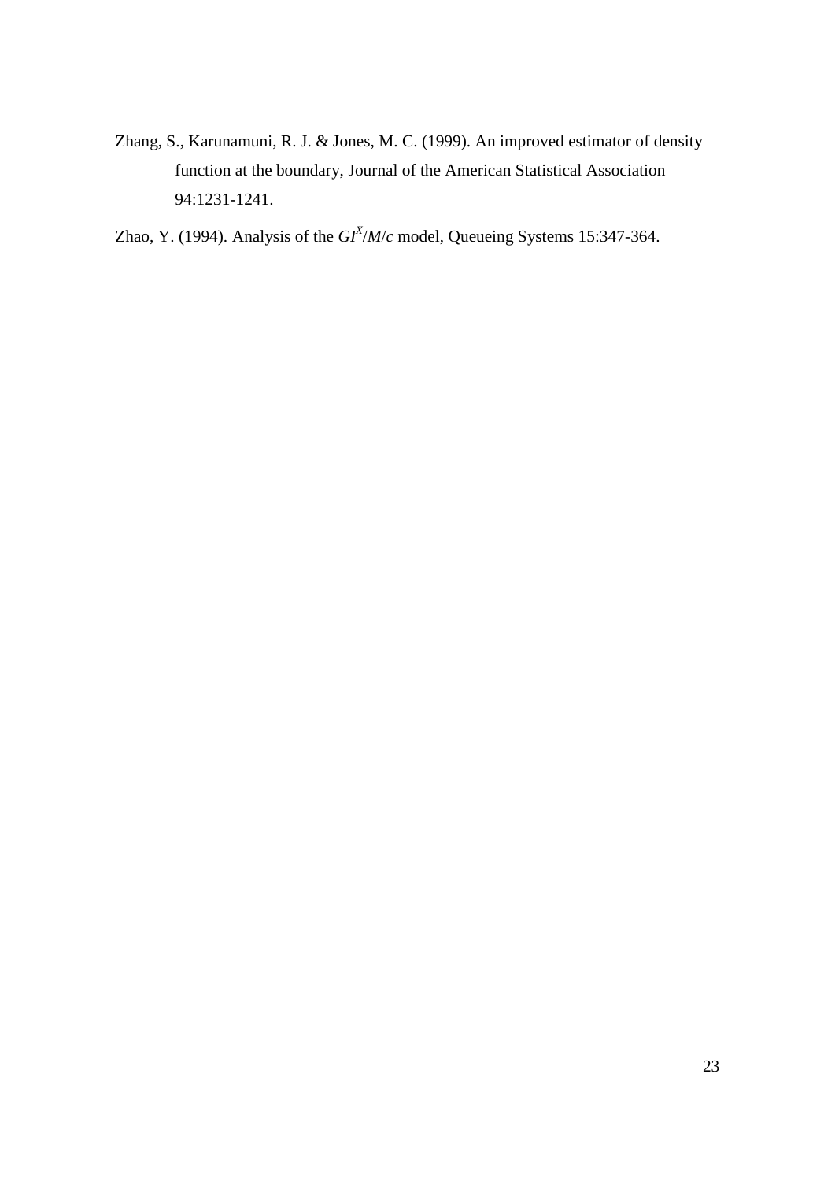Zhang, S., Karunamuni, R. J. & Jones, M. C. (1999). An improved estimator of density function at the boundary, Journal of the American Statistical Association 94:1231-1241.

Zhao, Y. (1994). Analysis of the $GI^X/M/c$ model, Queueing Systems 15:347-364.